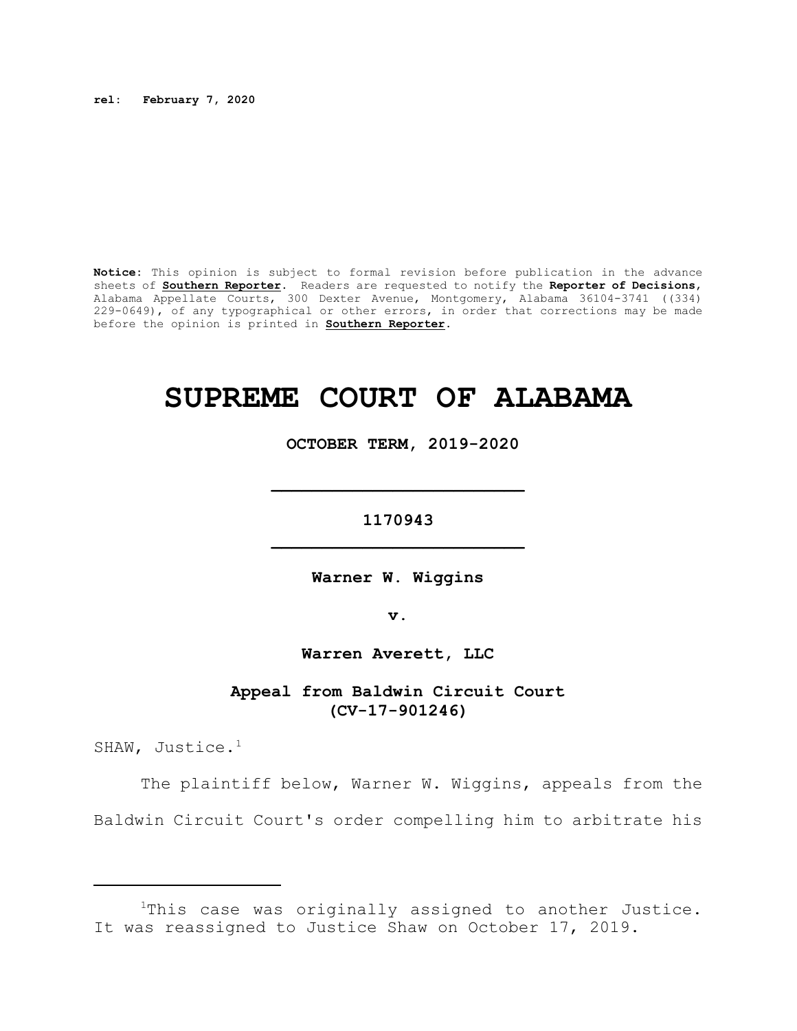**rel: February 7, 2020**

**Notice:** This opinion is subject to formal revision before publication in the advance sheets of **Southern Reporter**. Readers are requested to notify the **Reporter of Decisions**, Alabama Appellate Courts, 300 Dexter Avenue, Montgomery, Alabama 36104-3741 ((334) 229-0649), of any typographical or other errors, in order that corrections may be made before the opinion is printed in **Southern Reporter**.

# SUPREME COURT OF ALABAMA

**OCTOBER TERM, 2019-2020**

---

**1170943**

---

**Warner W. Wiggins**

**v.**

**Warren Averett, LLC**

**Appeal from Baldwin Circuit Court (CV-17-901246)**

SHAW, Justice.[1]

The plaintiff below, Warner W. Wiggins, appeals from the Baldwin Circuit Court's order compelling him to arbitrate his

---

[1]This case was originally assigned to another Justice. It was reassigned to Justice Shaw on October 17, 2019.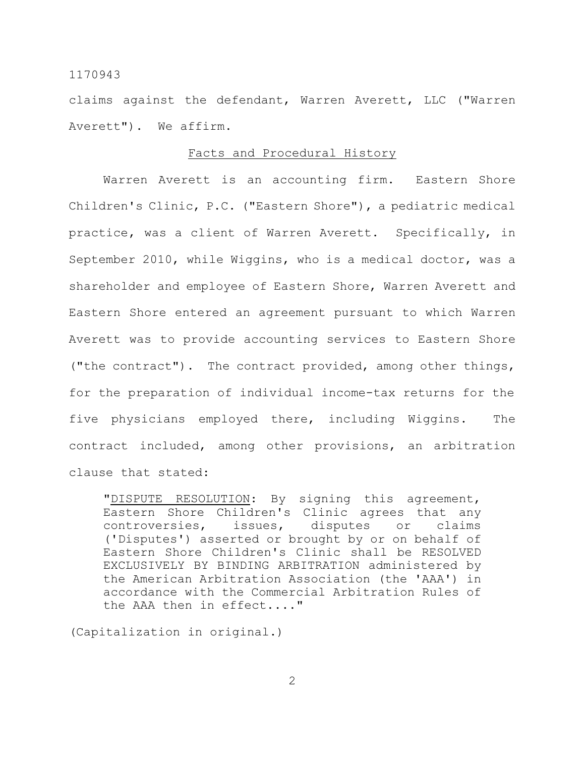claims against the defendant, Warren Averett, LLC ("Warren Averett"). We affirm.

## Facts and Procedural History

Warren Averett is an accounting firm. Eastern Shore Children's Clinic, P.C. ("Eastern Shore"), a pediatric medical practice, was a client of Warren Averett. Specifically, in September 2010, while Wiggins, who is a medical doctor, was a shareholder and employee of Eastern Shore, Warren Averett and Eastern Shore entered an agreement pursuant to which Warren Averett was to provide accounting services to Eastern Shore ("the contract"). The contract provided, among other things, for the preparation of individual income-tax returns for the five physicians employed there, including Wiggins. The contract included, among other provisions, an arbitration clause that stated:

> "DISPUTE RESOLUTION: By signing this agreement, Eastern Shore Children's Clinic agrees that any controversies, issues, disputes or claims ('Disputes') asserted or brought by or on behalf of Eastern Shore Children's Clinic shall be RESOLVED EXCLUSIVELY BY BINDING ARBITRATION administered by the American Arbitration Association (the 'AAA') in accordance with the Commercial Arbitration Rules of the AAA then in effect...."

(Capitalization in original.)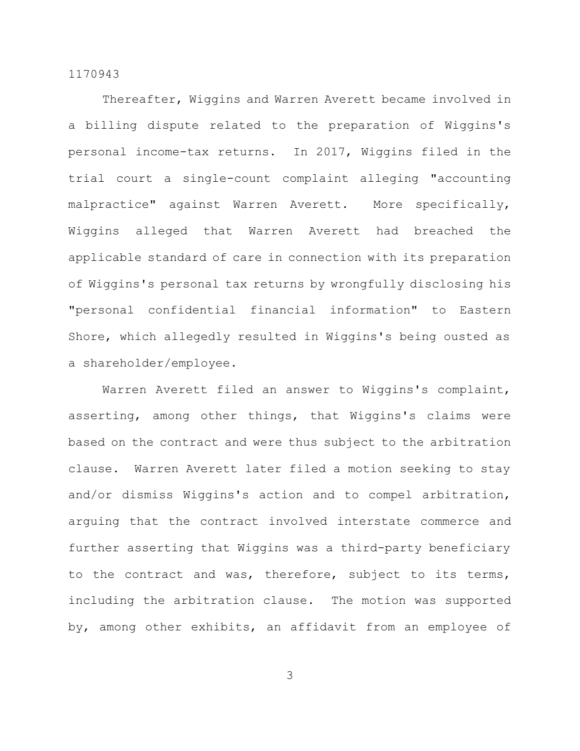Thereafter, Wiggins and Warren Averett became involved in a billing dispute related to the preparation of Wiggins's personal income-tax returns. In 2017, Wiggins filed in the trial court a single-count complaint alleging "accounting malpractice" against Warren Averett. More specifically, Wiggins alleged that Warren Averett had breached the applicable standard of care in connection with its preparation of Wiggins's personal tax returns by wrongfully disclosing his "personal confidential financial information" to Eastern Shore, which allegedly resulted in Wiggins's being ousted as a shareholder/employee.

Warren Averett filed an answer to Wiggins's complaint, asserting, among other things, that Wiggins's claims were based on the contract and were thus subject to the arbitration clause. Warren Averett later filed a motion seeking to stay and/or dismiss Wiggins's action and to compel arbitration, arguing that the contract involved interstate commerce and further asserting that Wiggins was a third-party beneficiary to the contract and was, therefore, subject to its terms, including the arbitration clause. The motion was supported by, among other exhibits, an affidavit from an employee of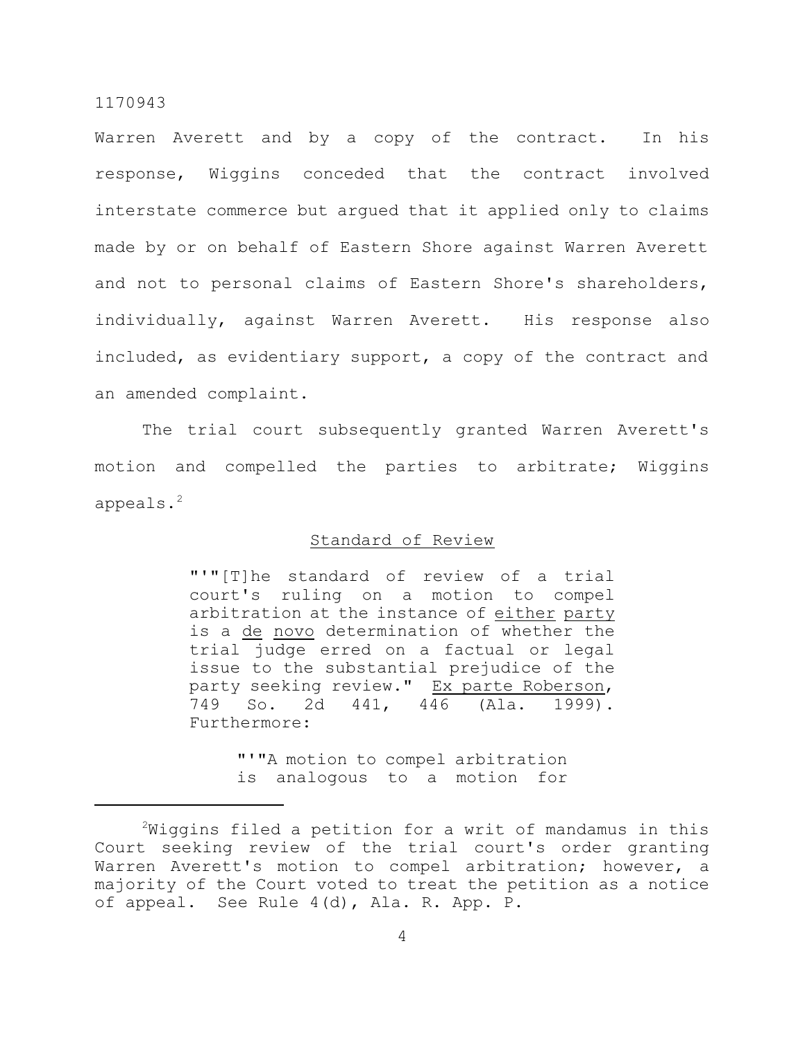Warren Averett and by a copy of the contract. In his response, Wiggins conceded that the contract involved interstate commerce but argued that it applied only to claims made by or on behalf of Eastern Shore against Warren Averett and not to personal claims of Eastern Shore's shareholders, individually, against Warren Averett. His response also included, as evidentiary support, a copy of the contract and an amended complaint.

The trial court subsequently granted Warren Averett's motion and compelled the parties to arbitrate; Wiggins appeals.[2]

## Standard of Review

> "'"[T]he standard of review of a trial court's ruling on a motion to compel arbitration at the instance of either party is a de novo determination of whether the trial judge erred on a factual or legal issue to the substantial prejudice of the party seeking review." Ex parte Roberson, 749 So. 2d 441, 446 (Ala. 1999). Furthermore:
>
> > "'"A motion to compel arbitration is analogous to a motion for

[2]Wiggins filed a petition for a writ of mandamus in this Court seeking review of the trial court's order granting Warren Averett's motion to compel arbitration; however, a majority of the Court voted to treat the petition as a notice of appeal. See Rule 4(d), Ala. R. App. P.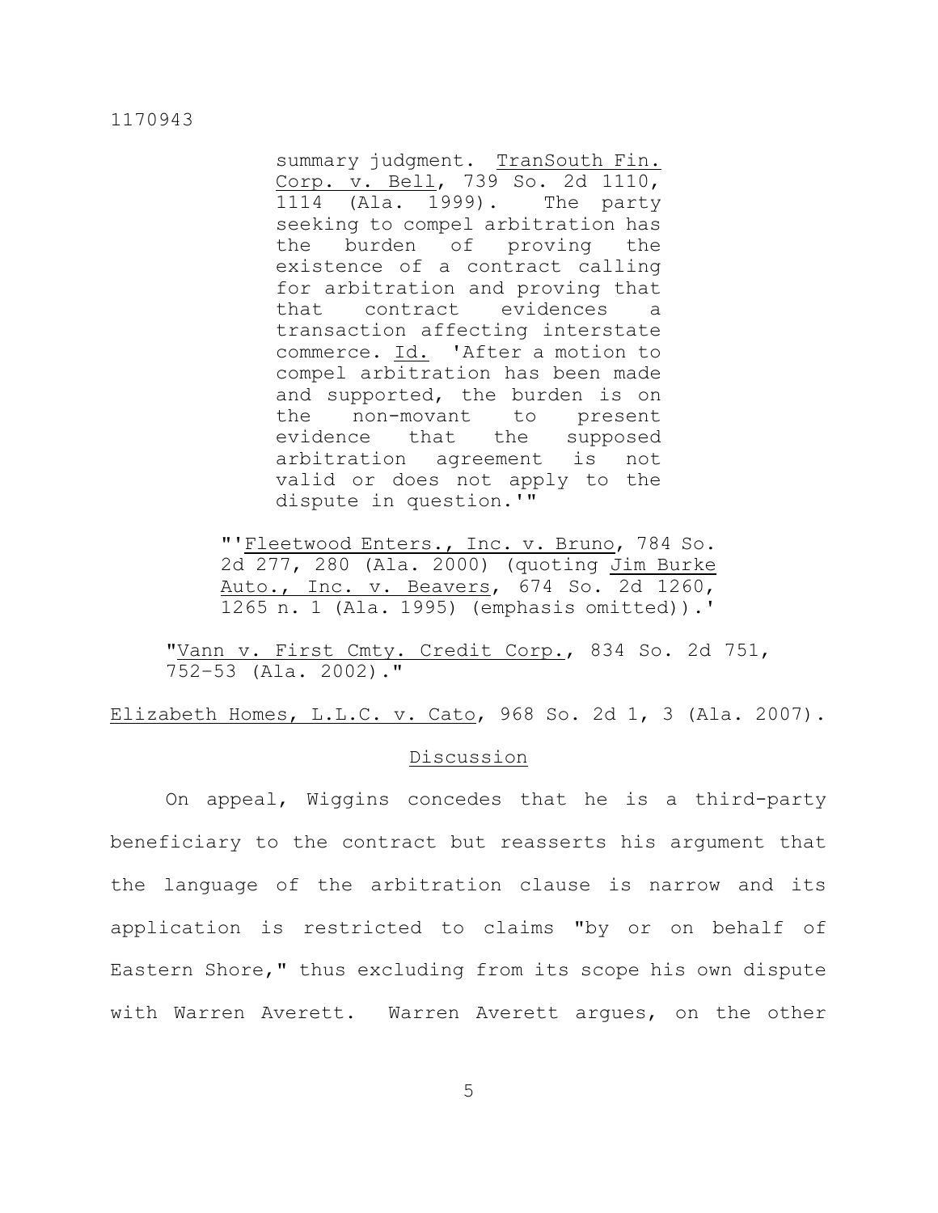> > summary judgment. TranSouth Fin. Corp. v. Bell, 739 So. 2d 1110, 1114 (Ala. 1999). The party seeking to compel arbitration has the burden of proving the existence of a contract calling for arbitration and proving that that contract evidences a transaction affecting interstate commerce. Id. 'After a motion to compel arbitration has been made and supported, the burden is on the non-movant to present evidence that the supposed arbitration agreement is not valid or does not apply to the dispute in question.'"
>
> "'Fleetwood Enters., Inc. v. Bruno, 784 So. 2d 277, 280 (Ala. 2000) (quoting Jim Burke Auto., Inc. v. Beavers, 674 So. 2d 1260, 1265 n. 1 (Ala. 1995) (emphasis omitted)).'

"Vann v. First Cmty. Credit Corp., 834 So. 2d 751, 752-53 (Ala. 2002)."

Elizabeth Homes, L.L.C. v. Cato, 968 So. 2d 1, 3 (Ala. 2007).

## Discussion

On appeal, Wiggins concedes that he is a third-party beneficiary to the contract but reasserts his argument that the language of the arbitration clause is narrow and its application is restricted to claims "by or on behalf of Eastern Shore," thus excluding from its scope his own dispute with Warren Averett. Warren Averett argues, on the other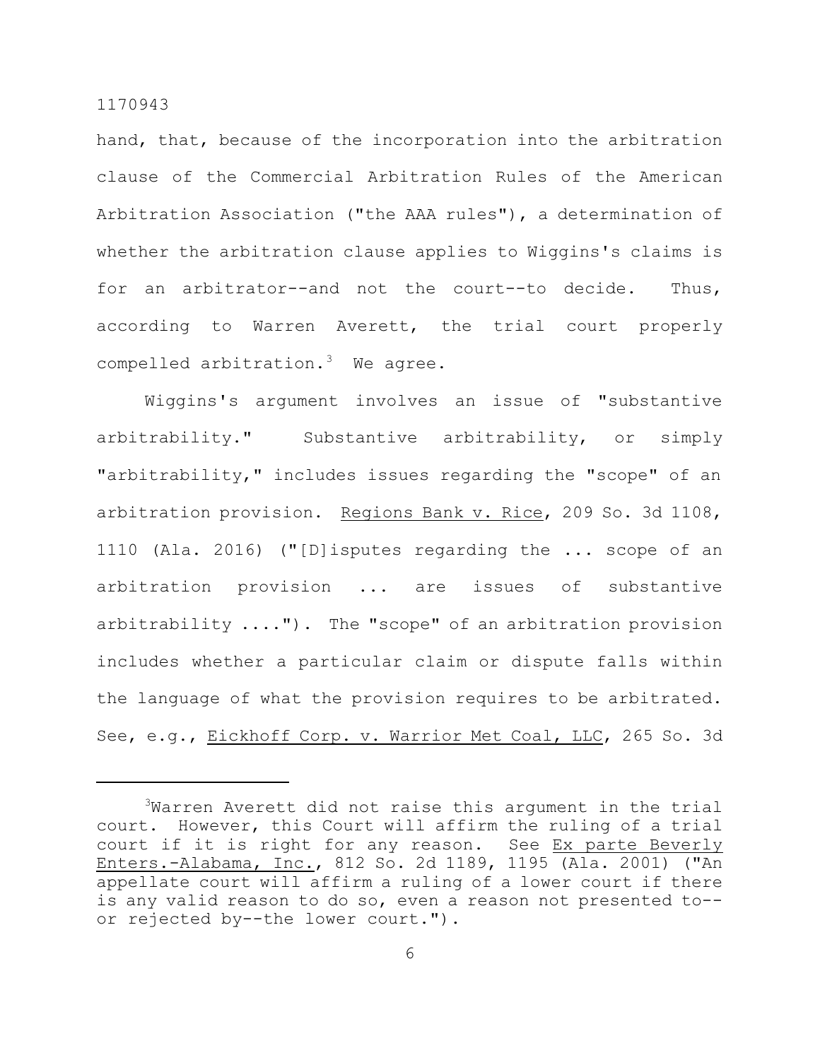hand, that, because of the incorporation into the arbitration clause of the Commercial Arbitration Rules of the American Arbitration Association ("the AAA rules"), a determination of whether the arbitration clause applies to Wiggins's claims is for an arbitrator--and not the court--to decide. Thus, according to Warren Averett, the trial court properly compelled arbitration.[3] We agree.

Wiggins's argument involves an issue of "substantive arbitrability." Substantive arbitrability, or simply "arbitrability," includes issues regarding the "scope" of an arbitration provision. Regions Bank v. Rice, 209 So. 3d 1108, 1110 (Ala. 2016) ("[D]isputes regarding the ... scope of an arbitration provision ... are issues of substantive arbitrability ...."). The "scope" of an arbitration provision includes whether a particular claim or dispute falls within the language of what the provision requires to be arbitrated. See, e.g., Eickhoff Corp. v. Warrior Met Coal, LLC, 265 So. 3d

---

[3]Warren Averett did not raise this argument in the trial court. However, this Court will affirm the ruling of a trial court if it is right for any reason. See Ex parte Beverly Enters.-Alabama, Inc., 812 So. 2d 1189, 1195 (Ala. 2001) ("An appellate court will affirm a ruling of a lower court if there is any valid reason to do so, even a reason not presented to--or rejected by--the lower court.").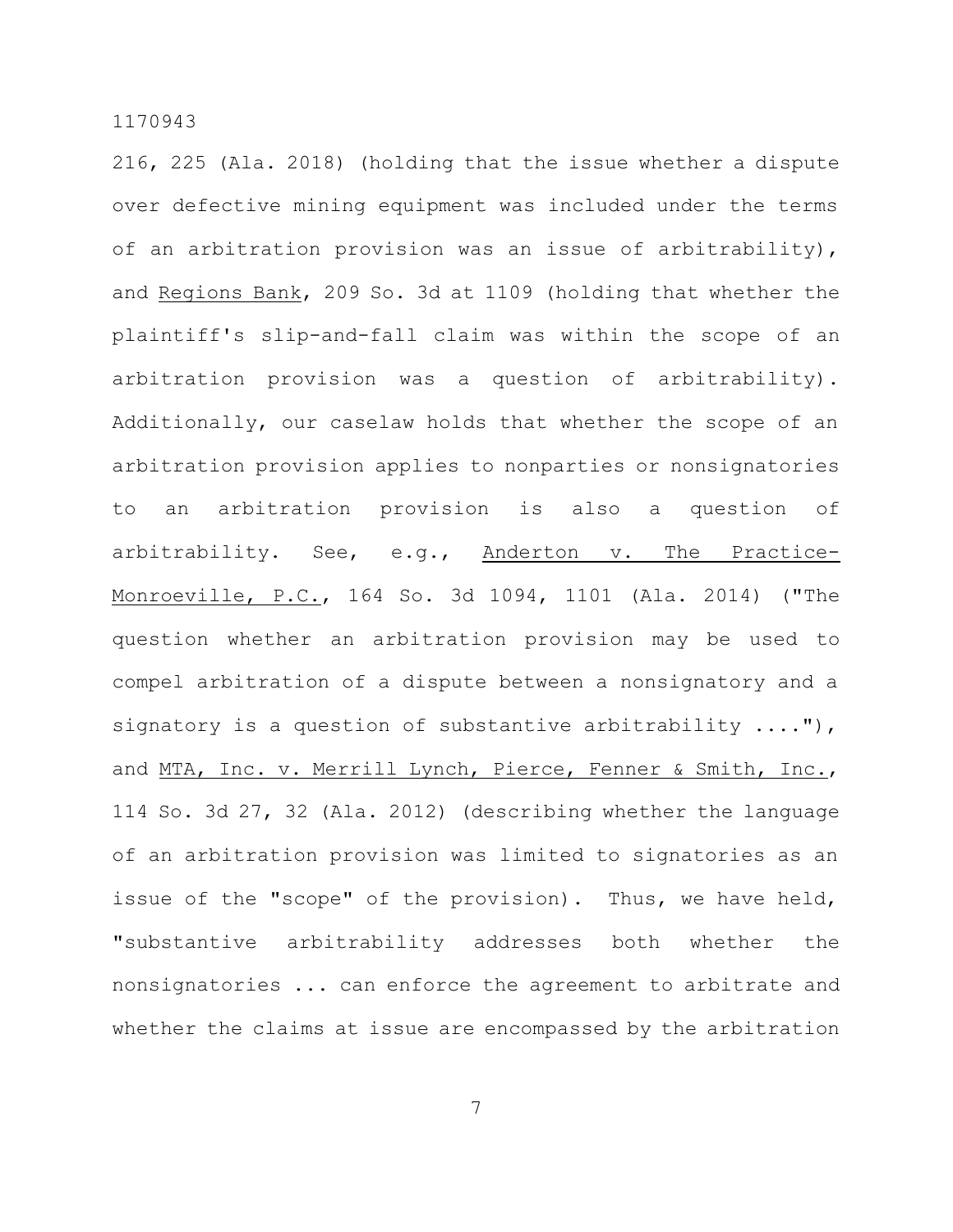216, 225 (Ala. 2018) (holding that the issue whether a dispute over defective mining equipment was included under the terms of an arbitration provision was an issue of arbitrability), and Regions Bank, 209 So. 3d at 1109 (holding that whether the plaintiff's slip-and-fall claim was within the scope of an arbitration provision was a question of arbitrability). Additionally, our caselaw holds that whether the scope of an arbitration provision applies to nonparties or nonsignatories to an arbitration provision is also a question of arbitrability. See, e.g., Anderton v. The Practice-Monroeville, P.C., 164 So. 3d 1094, 1101 (Ala. 2014) ("The question whether an arbitration provision may be used to compel arbitration of a dispute between a nonsignatory and a signatory is a question of substantive arbitrability ...."), and MTA, Inc. v. Merrill Lynch, Pierce, Fenner & Smith, Inc., 114 So. 3d 27, 32 (Ala. 2012) (describing whether the language of an arbitration provision was limited to signatories as an issue of the "scope" of the provision). Thus, we have held, "substantive arbitrability addresses both whether the nonsignatories ... can enforce the agreement to arbitrate and whether the claims at issue are encompassed by the arbitration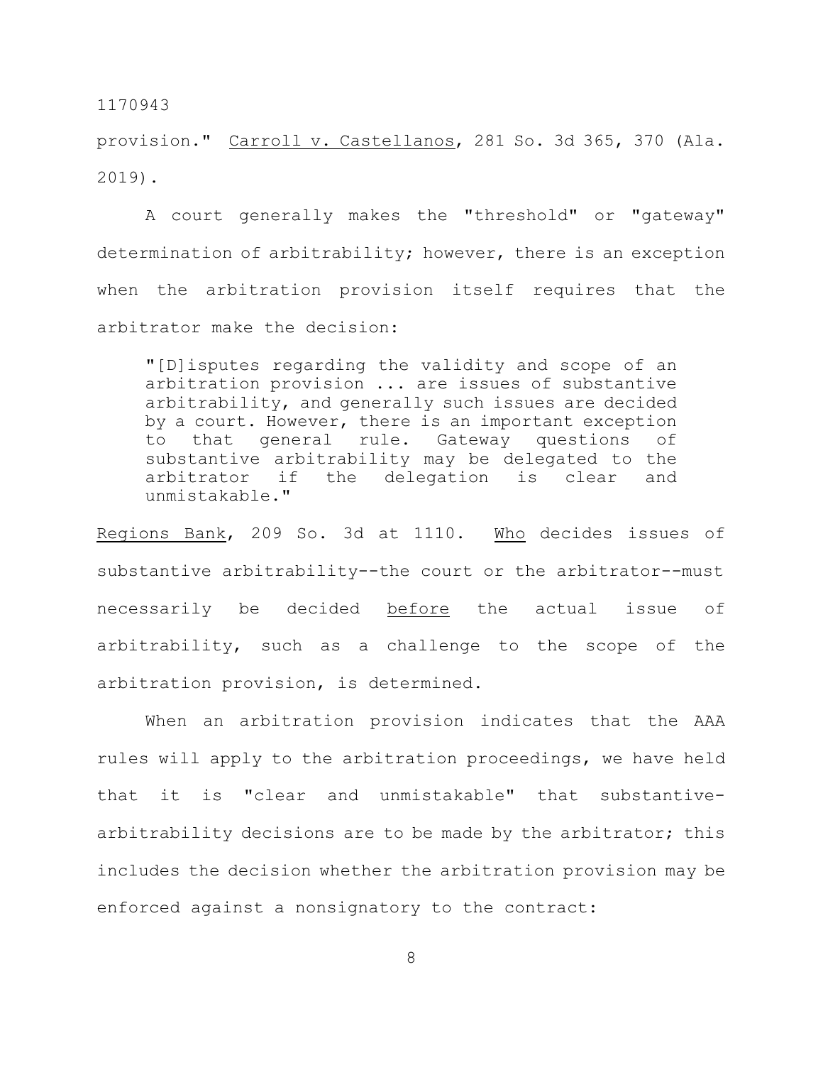provision." Carroll v. Castellanos, 281 So. 3d 365, 370 (Ala. 2019).

A court generally makes the "threshold" or "gateway" determination of arbitrability; however, there is an exception when the arbitration provision itself requires that the arbitrator make the decision:

> "[D]isputes regarding the validity and scope of an arbitration provision ... are issues of substantive arbitrability, and generally such issues are decided by a court. However, there is an important exception to that general rule. Gateway questions of substantive arbitrability may be delegated to the arbitrator if the delegation is clear and unmistakable."

Regions Bank, 209 So. 3d at 1110. Who decides issues of substantive arbitrability--the court or the arbitrator--must necessarily be decided before the actual issue of arbitrability, such as a challenge to the scope of the arbitration provision, is determined.

When an arbitration provision indicates that the AAA rules will apply to the arbitration proceedings, we have held that it is "clear and unmistakable" that substantive-arbitrability decisions are to be made by the arbitrator; this includes the decision whether the arbitration provision may be enforced against a nonsignatory to the contract: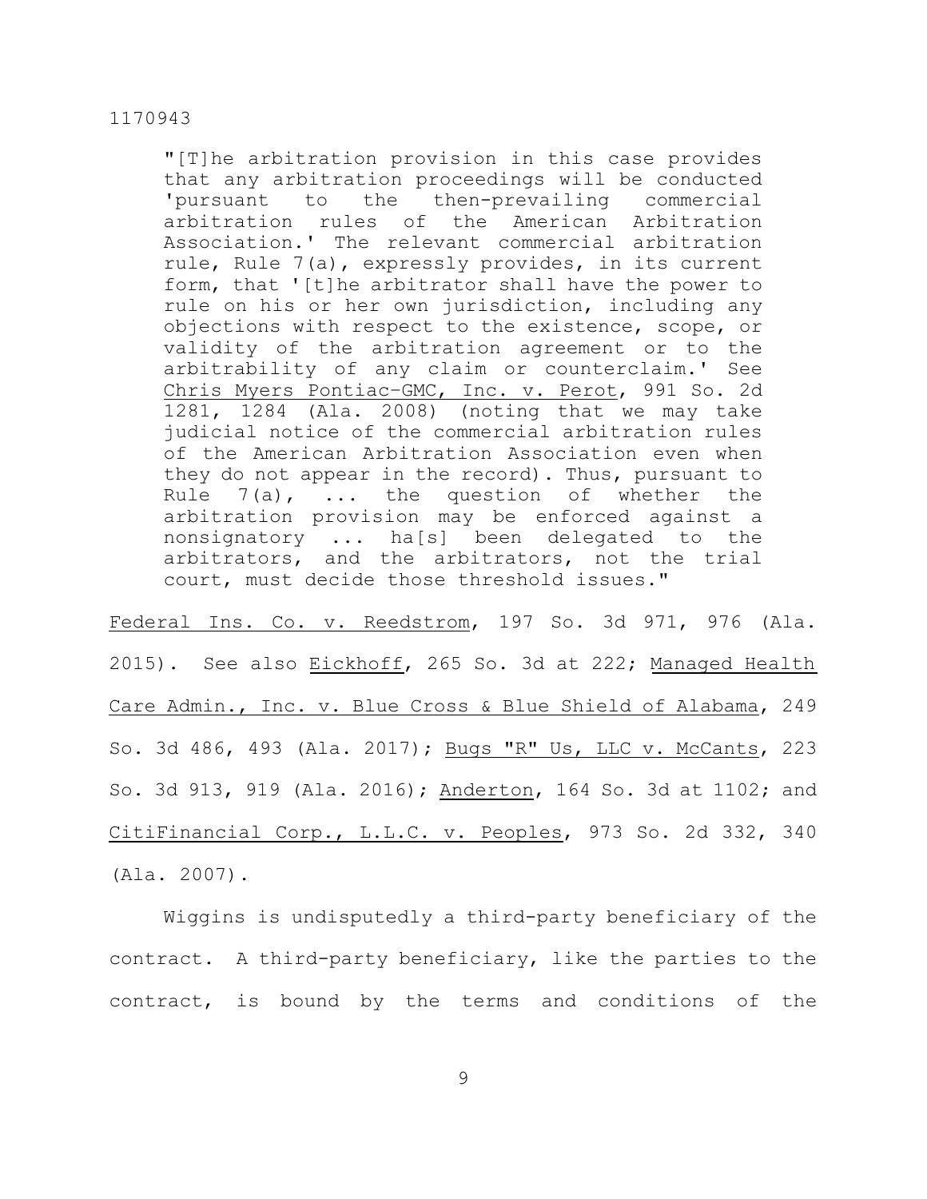> "[T]he arbitration provision in this case provides that any arbitration proceedings will be conducted 'pursuant to the then-prevailing commercial arbitration rules of the American Arbitration Association.' The relevant commercial arbitration rule, Rule 7(a), expressly provides, in its current form, that '[t]he arbitrator shall have the power to rule on his or her own jurisdiction, including any objections with respect to the existence, scope, or validity of the arbitration agreement or to the arbitrability of any claim or counterclaim.' See Chris Myers Pontiac–GMC, Inc. v. Perot, 991 So. 2d 1281, 1284 (Ala. 2008) (noting that we may take judicial notice of the commercial arbitration rules of the American Arbitration Association even when they do not appear in the record). Thus, pursuant to Rule 7(a), ... the question of whether the arbitration provision may be enforced against a nonsignatory ... ha[s] been delegated to the arbitrators, and the arbitrators, not the trial court, must decide those threshold issues."

Federal Ins. Co. v. Reedstrom, 197 So. 3d 971, 976 (Ala. 2015). See also Eickhoff, 265 So. 3d at 222; Managed Health Care Admin., Inc. v. Blue Cross & Blue Shield of Alabama, 249 So. 3d 486, 493 (Ala. 2017); Bugs "R" Us, LLC v. McCants, 223 So. 3d 913, 919 (Ala. 2016); Anderton, 164 So. 3d at 1102; and CitiFinancial Corp., L.L.C. v. Peoples, 973 So. 2d 332, 340 (Ala. 2007).

Wiggins is undisputedly a third-party beneficiary of the contract. A third-party beneficiary, like the parties to the contract, is bound by the terms and conditions of the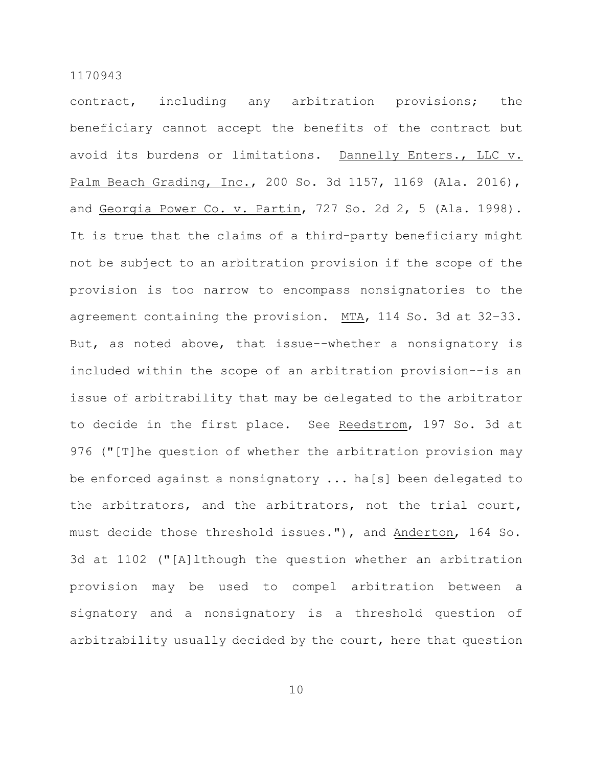contract, including any arbitration provisions; the beneficiary cannot accept the benefits of the contract but avoid its burdens or limitations. Dannelly Enters., LLC v. Palm Beach Grading, Inc., 200 So. 3d 1157, 1169 (Ala. 2016), and Georgia Power Co. v. Partin, 727 So. 2d 2, 5 (Ala. 1998). It is true that the claims of a third-party beneficiary might not be subject to an arbitration provision if the scope of the provision is too narrow to encompass nonsignatories to the agreement containing the provision. MTA, 114 So. 3d at 32–33. But, as noted above, that issue--whether a nonsignatory is included within the scope of an arbitration provision--is an issue of arbitrability that may be delegated to the arbitrator to decide in the first place. See Reedstrom, 197 So. 3d at 976 ("[T]he question of whether the arbitration provision may be enforced against a nonsignatory ... ha[s] been delegated to the arbitrators, and the arbitrators, not the trial court, must decide those threshold issues."), and Anderton, 164 So. 3d at 1102 ("[A]lthough the question whether an arbitration provision may be used to compel arbitration between a signatory and a nonsignatory is a threshold question of arbitrability usually decided by the court, here that question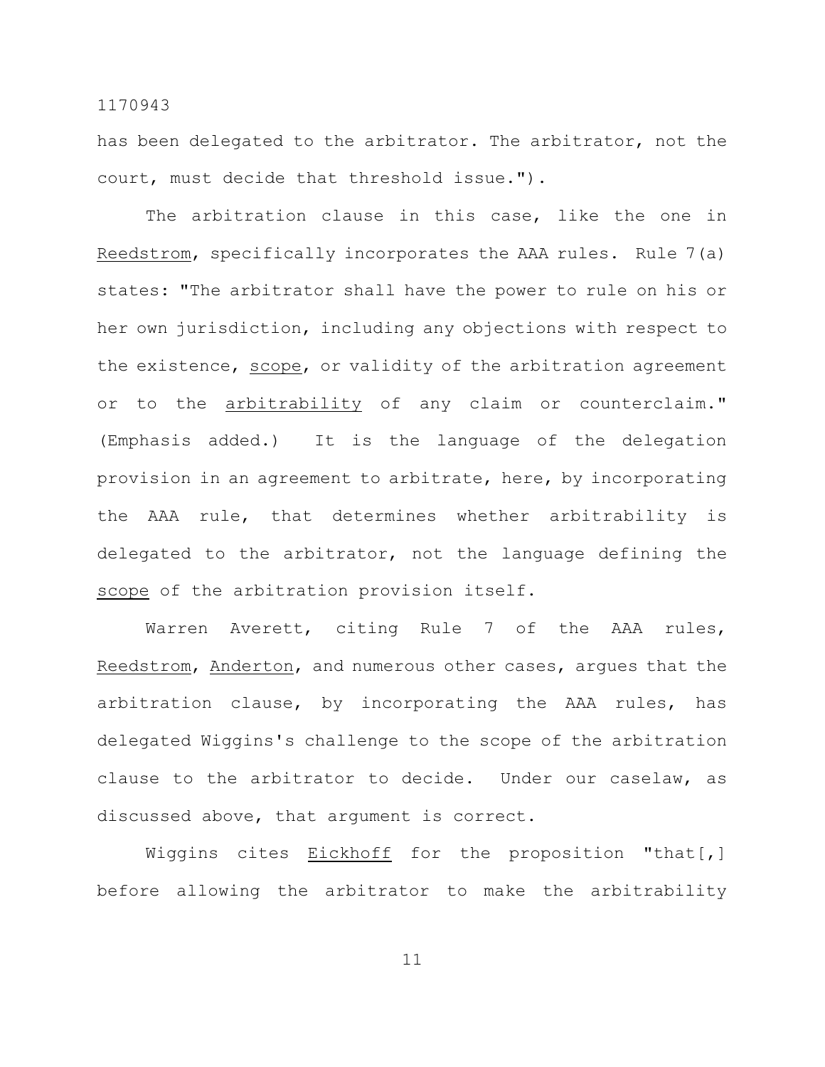has been delegated to the arbitrator. The arbitrator, not the court, must decide that threshold issue.").

The arbitration clause in this case, like the one in _Reedstrom_, specifically incorporates the AAA rules. Rule 7(a) states: "The arbitrator shall have the power to rule on his or her own jurisdiction, including any objections with respect to the existence, _scope_, or validity of the arbitration agreement or to the _arbitrability_ of any claim or counterclaim." (Emphasis added.) It is the language of the delegation provision in an agreement to arbitrate, here, by incorporating the AAA rule, that determines whether arbitrability is delegated to the arbitrator, not the language defining the _scope_ of the arbitration provision itself.

Warren Averett, citing Rule 7 of the AAA rules, _Reedstrom_, _Anderton_, and numerous other cases, argues that the arbitration clause, by incorporating the AAA rules, has delegated Wiggins's challenge to the scope of the arbitration clause to the arbitrator to decide. Under our caselaw, as discussed above, that argument is correct.

Wiggins cites _Eickhoff_ for the proposition "that[,] before allowing the arbitrator to make the arbitrability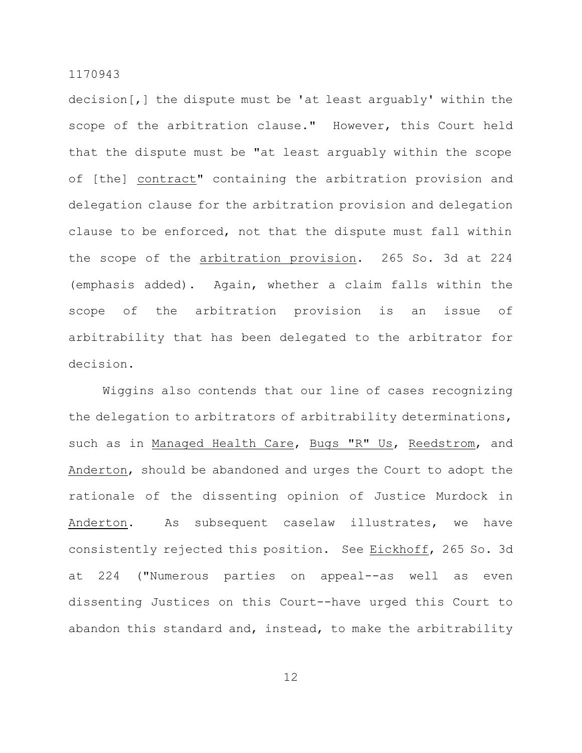decision[,] the dispute must be 'at least arguably' within the scope of the arbitration clause." However, this Court held that the dispute must be "at least arguably within the scope of [the] <u>contract</u>" containing the arbitration provision and delegation clause for the arbitration provision and delegation clause to be enforced, not that the dispute must fall within the scope of the <u>arbitration provision</u>. 265 So. 3d at 224 (emphasis added). Again, whether a claim falls within the scope of the arbitration provision is an issue of arbitrability that has been delegated to the arbitrator for decision.

Wiggins also contends that our line of cases recognizing the delegation to arbitrators of arbitrability determinations, such as in <u>Managed Health Care</u>, <u>Bugs "R" Us</u>, <u>Reedstrom</u>, and <u>Anderton</u>, should be abandoned and urges the Court to adopt the rationale of the dissenting opinion of Justice Murdock in <u>Anderton</u>. As subsequent caselaw illustrates, we have consistently rejected this position. See <u>Eickhoff</u>, 265 So. 3d at 224 ("Numerous parties on appeal--as well as even dissenting Justices on this Court--have urged this Court to abandon this standard and, instead, to make the arbitrability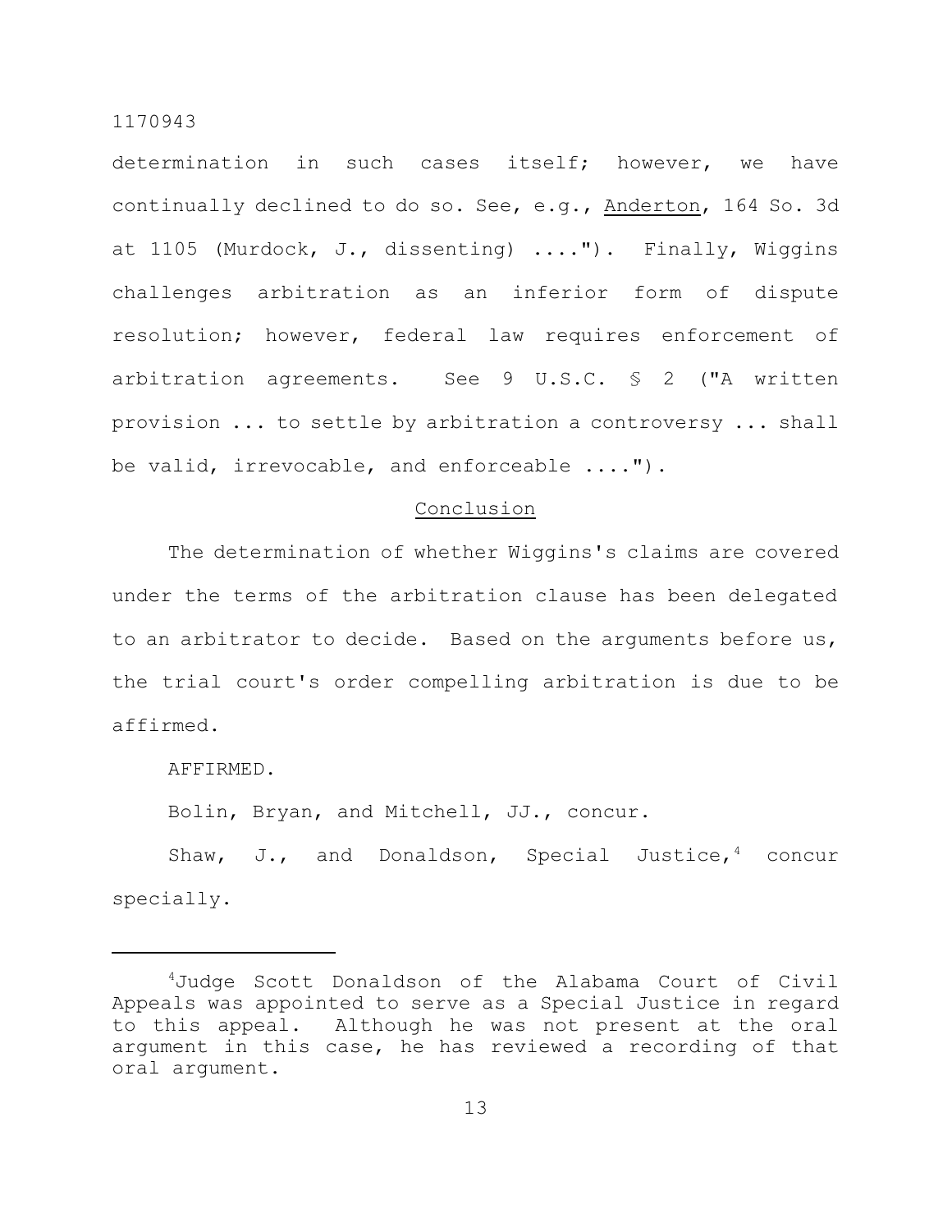determination in such cases itself; however, we have continually declined to do so. See, e.g., Anderton, 164 So. 3d at 1105 (Murdock, J., dissenting) ...."). Finally, Wiggins challenges arbitration as an inferior form of dispute resolution; however, federal law requires enforcement of arbitration agreements. See 9 U.S.C. § 2 ("A written provision ... to settle by arbitration a controversy ... shall be valid, irrevocable, and enforceable ....").

## Conclusion

The determination of whether Wiggins's claims are covered under the terms of the arbitration clause has been delegated to an arbitrator to decide. Based on the arguments before us, the trial court's order compelling arbitration is due to be affirmed.

AFFIRMED.

Bolin, Bryan, and Mitchell, JJ., concur.

Shaw, J., and Donaldson, Special Justice,[4] concur specially.

---

[4]Judge Scott Donaldson of the Alabama Court of Civil Appeals was appointed to serve as a Special Justice in regard to this appeal. Although he was not present at the oral argument in this case, he has reviewed a recording of that oral argument.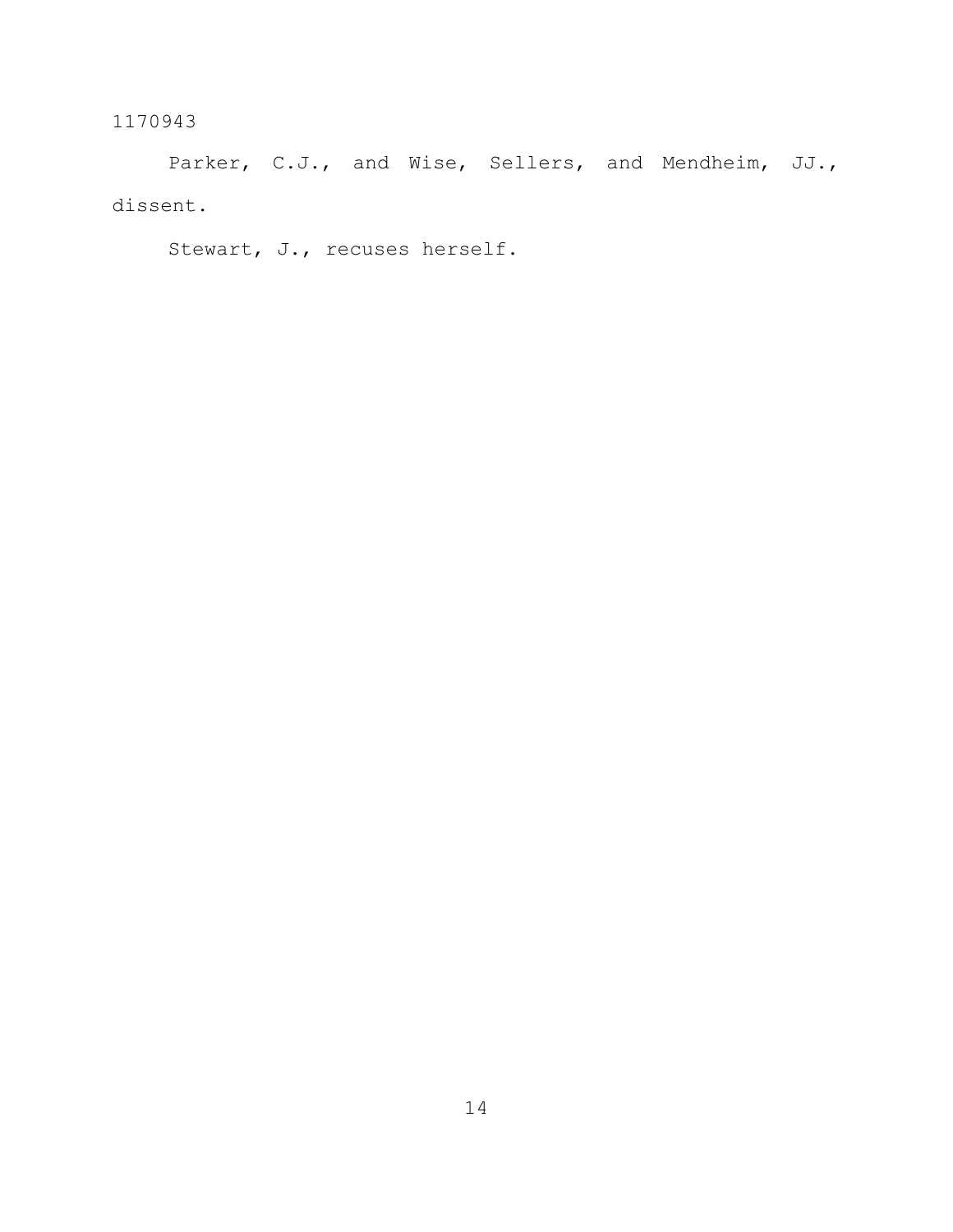Parker, C.J., and Wise, Sellers, and Mendheim, JJ., dissent.

Stewart, J., recuses herself.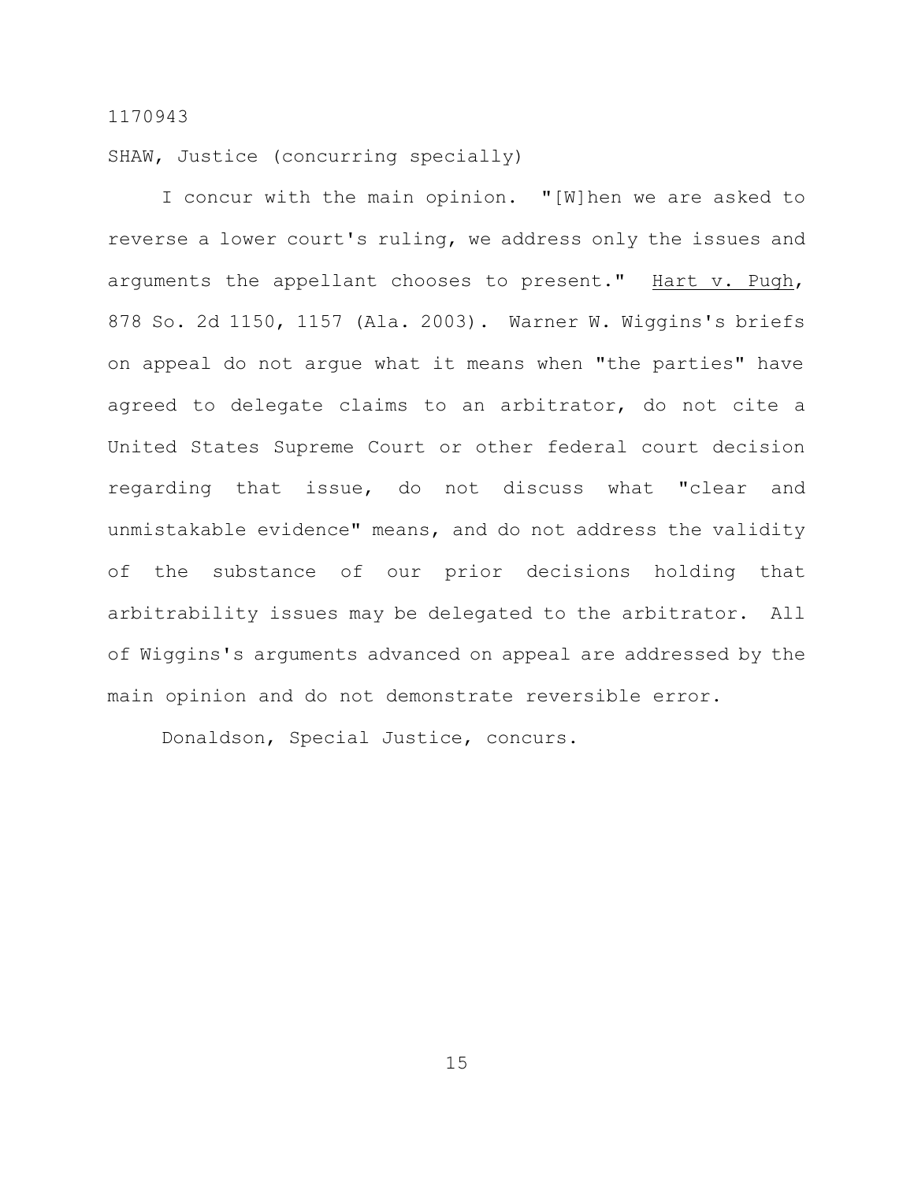1170943

SHAW, Justice (concurring specially)

I concur with the main opinion. "[W]hen we are asked to reverse a lower court's ruling, we address only the issues and arguments the appellant chooses to present." Hart v. Pugh, 878 So. 2d 1150, 1157 (Ala. 2003). Warner W. Wiggins's briefs on appeal do not argue what it means when "the parties" have agreed to delegate claims to an arbitrator, do not cite a United States Supreme Court or other federal court decision regarding that issue, do not discuss what "clear and unmistakable evidence" means, and do not address the validity of the substance of our prior decisions holding that arbitrability issues may be delegated to the arbitrator. All of Wiggins's arguments advanced on appeal are addressed by the main opinion and do not demonstrate reversible error.

Donaldson, Special Justice, concurs.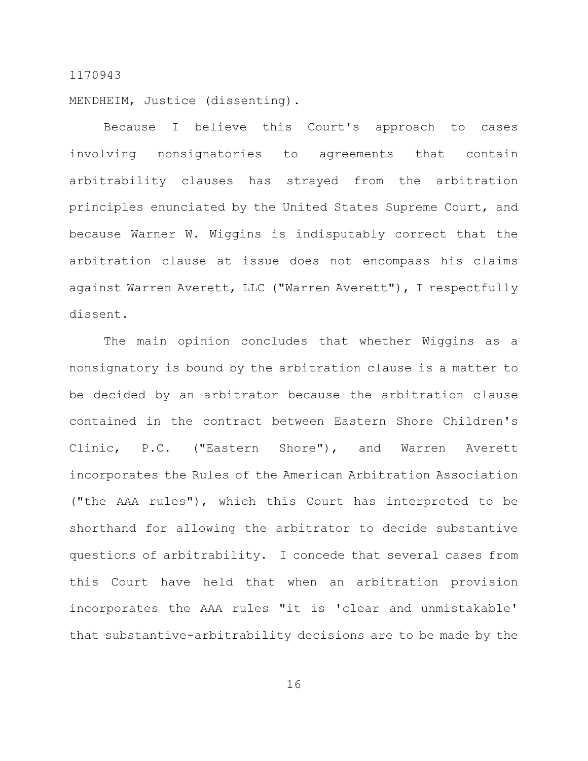MENDHEIM, Justice (dissenting).

Because I believe this Court's approach to cases involving nonsignatories to agreements that contain arbitrability clauses has strayed from the arbitration principles enunciated by the United States Supreme Court, and because Warner W. Wiggins is indisputably correct that the arbitration clause at issue does not encompass his claims against Warren Averett, LLC ("Warren Averett"), I respectfully dissent.

The main opinion concludes that whether Wiggins as a nonsignatory is bound by the arbitration clause is a matter to be decided by an arbitrator because the arbitration clause contained in the contract between Eastern Shore Children's Clinic, P.C. ("Eastern Shore"), and Warren Averett incorporates the Rules of the American Arbitration Association ("the AAA rules"), which this Court has interpreted to be shorthand for allowing the arbitrator to decide substantive questions of arbitrability. I concede that several cases from this Court have held that when an arbitration provision incorporates the AAA rules "it is 'clear and unmistakable' that substantive-arbitrability decisions are to be made by the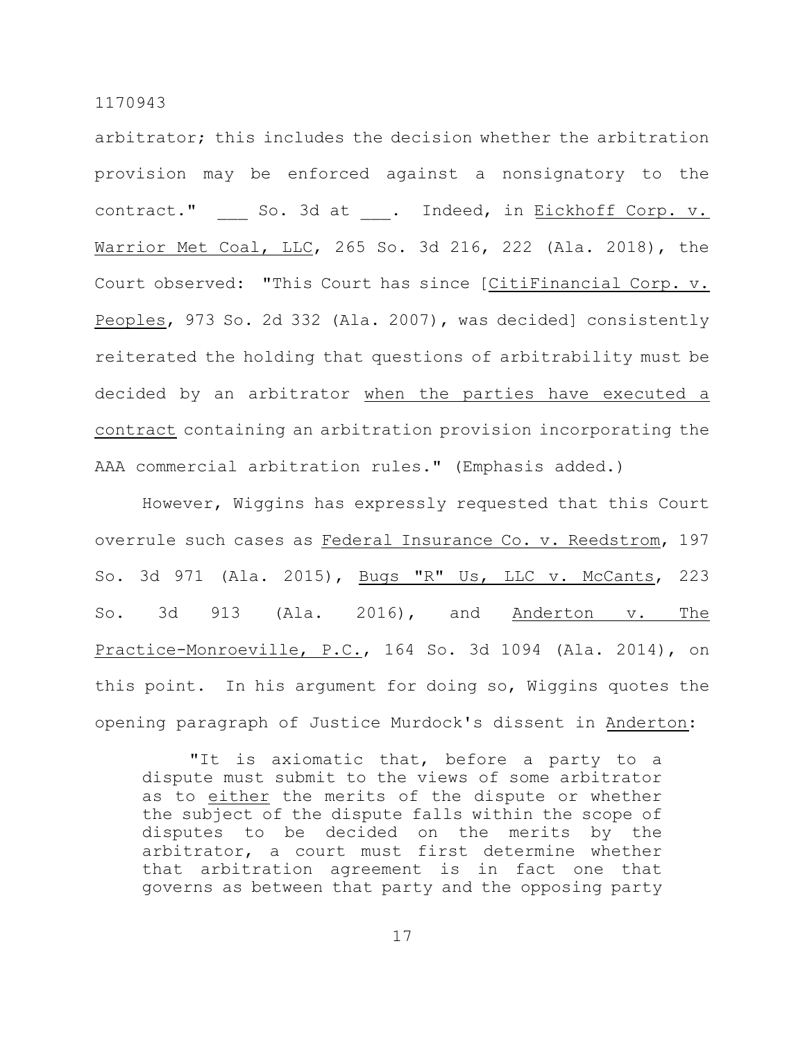arbitrator; this includes the decision whether the arbitration provision may be enforced against a nonsignatory to the contract." ___ So. 3d at ___. Indeed, in Eickhoff Corp. v. Warrior Met Coal, LLC, 265 So. 3d 216, 222 (Ala. 2018), the Court observed: "This Court has since [CitiFinancial Corp. v. Peoples, 973 So. 2d 332 (Ala. 2007), was decided] consistently reiterated the holding that questions of arbitrability must be decided by an arbitrator when the parties have executed a contract containing an arbitration provision incorporating the AAA commercial arbitration rules." (Emphasis added.)

However, Wiggins has expressly requested that this Court overrule such cases as Federal Insurance Co. v. Reedstrom, 197 So. 3d 971 (Ala. 2015), Bugs "R" Us, LLC v. McCants, 223 So. 3d 913 (Ala. 2016), and Anderton v. The Practice-Monroeville, P.C., 164 So. 3d 1094 (Ala. 2014), on this point. In his argument for doing so, Wiggins quotes the opening paragraph of Justice Murdock's dissent in Anderton:

> "It is axiomatic that, before a party to a dispute must submit to the views of some arbitrator as to either the merits of the dispute or whether the subject of the dispute falls within the scope of disputes to be decided on the merits by the arbitrator, a court must first determine whether that arbitration agreement is in fact one that governs as between that party and the opposing party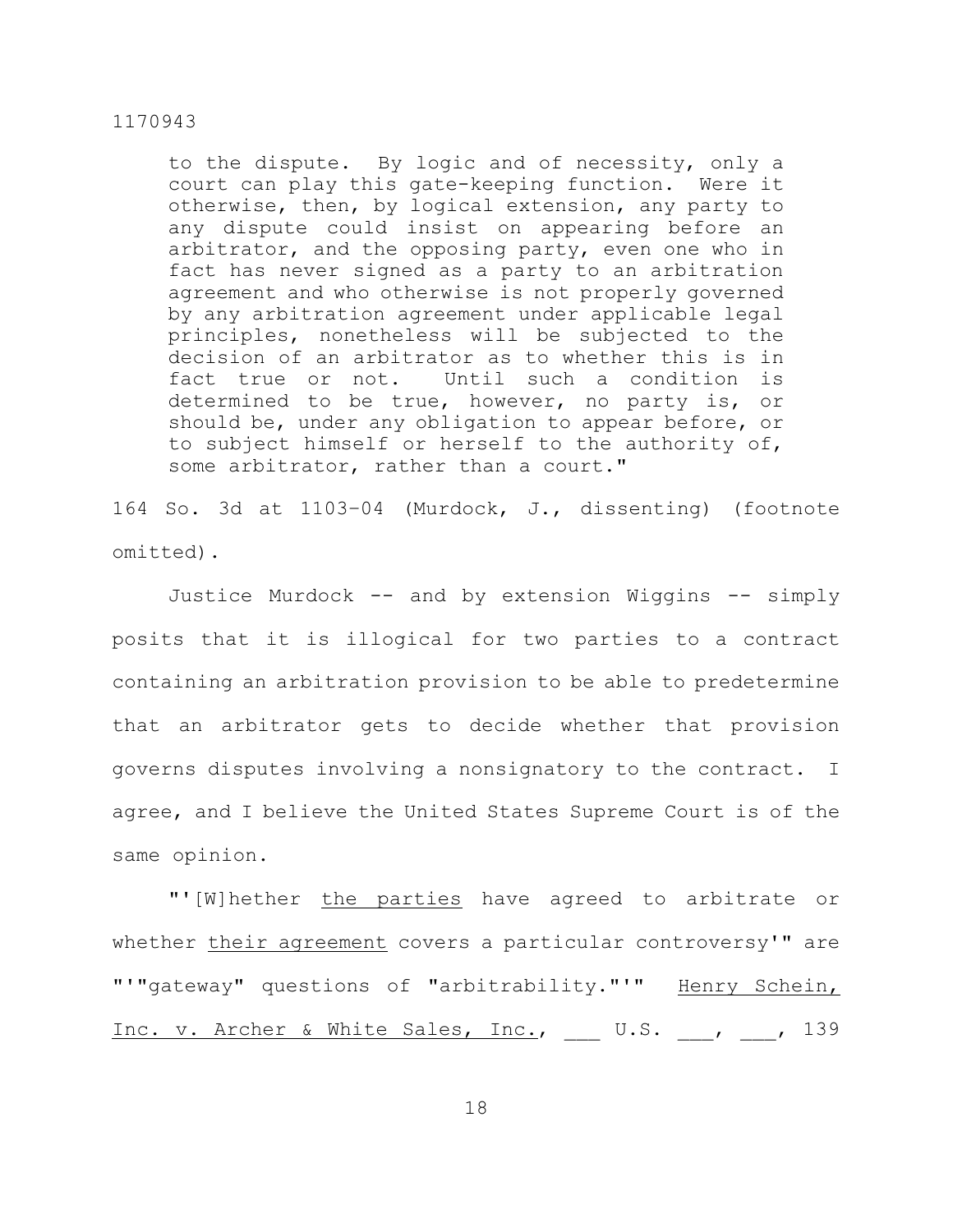> to the dispute. By logic and of necessity, only a court can play this gate-keeping function. Were it otherwise, then, by logical extension, any party to any dispute could insist on appearing before an arbitrator, and the opposing party, even one who in fact has never signed as a party to an arbitration agreement and who otherwise is not properly governed by any arbitration agreement under applicable legal principles, nonetheless will be subjected to the decision of an arbitrator as to whether this is in fact true or not. Until such a condition is determined to be true, however, no party is, or should be, under any obligation to appear before, or to subject himself or herself to the authority of, some arbitrator, rather than a court."

164 So. 3d at 1103-04 (Murdock, J., dissenting) (footnote omitted).

Justice Murdock -- and by extension Wiggins -- simply posits that it is illogical for two parties to a contract containing an arbitration provision to be able to predetermine that an arbitrator gets to decide whether that provision governs disputes involving a nonsignatory to the contract. I agree, and I believe the United States Supreme Court is of the same opinion.

"'[W]hether <u>the parties</u> have agreed to arbitrate or whether <u>their agreement</u> covers a particular controversy'" are "'"gateway" questions of "arbitrability."'" <u>Henry Schein, Inc. v. Archer & White Sales, Inc.</u>, ___ U.S. ___, ___, 139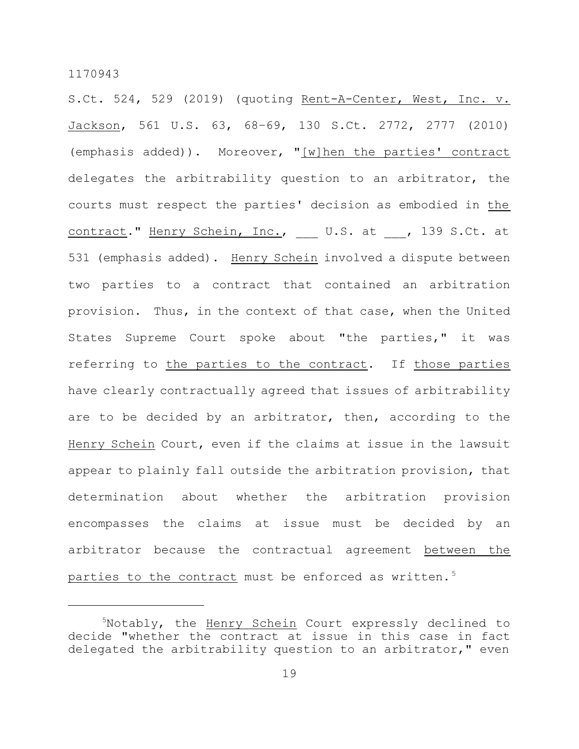S.Ct. 524, 529 (2019) (quoting Rent-A-Center, West, Inc. v. Jackson, 561 U.S. 63, 68–69, 130 S.Ct. 2772, 2777 (2010) (emphasis added)). Moreover, "[w]hen the parties' contract delegates the arbitrability question to an arbitrator, the courts must respect the parties' decision as embodied in the contract." Henry Schein, Inc., ___ U.S. at ___, 139 S.Ct. at 531 (emphasis added). Henry Schein involved a dispute between two parties to a contract that contained an arbitration provision. Thus, in the context of that case, when the United States Supreme Court spoke about "the parties," it was referring to the parties to the contract. If those parties have clearly contractually agreed that issues of arbitrability are to be decided by an arbitrator, then, according to the Henry Schein Court, even if the claims at issue in the lawsuit appear to plainly fall outside the arbitration provision, that determination about whether the arbitration provision encompasses the claims at issue must be decided by an arbitrator because the contractual agreement between the parties to the contract must be enforced as written.[5]

[5]Notably, the Henry Schein Court expressly declined to decide "whether the contract at issue in this case in fact delegated the arbitrability question to an arbitrator," even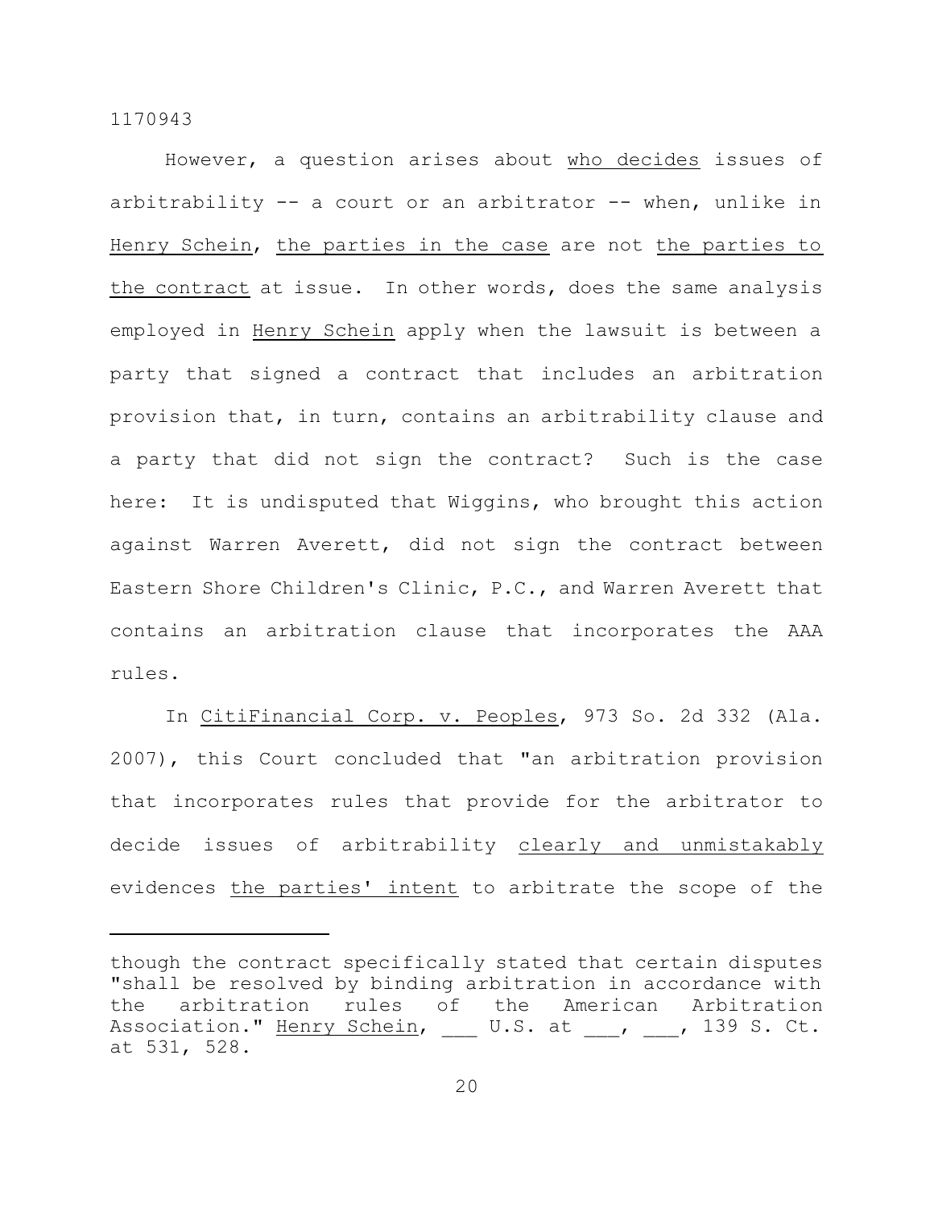However, a question arises about <u>who decides</u> issues of arbitrability -- a court or an arbitrator -- when, unlike in <u>Henry Schein</u>, <u>the parties in the case</u> are not <u>the parties to the contract</u> at issue. In other words, does the same analysis employed in <u>Henry Schein</u> apply when the lawsuit is between a party that signed a contract that includes an arbitration provision that, in turn, contains an arbitrability clause and a party that did not sign the contract? Such is the case here: It is undisputed that Wiggins, who brought this action against Warren Averett, did not sign the contract between Eastern Shore Children's Clinic, P.C., and Warren Averett that contains an arbitration clause that incorporates the AAA rules.

In <u>CitiFinancial Corp. v. Peoples</u>, 973 So. 2d 332 (Ala. 2007), this Court concluded that "an arbitration provision that incorporates rules that provide for the arbitrator to decide issues of arbitrability <u>clearly and unmistakably</u> evidences <u>the parties' intent</u> to arbitrate the scope of the

---

though the contract specifically stated that certain disputes "shall be resolved by binding arbitration in accordance with the arbitration rules of the American Arbitration Association." <u>Henry Schein</u>, ___ U.S. at ___, ___, 139 S. Ct. at 531, 528.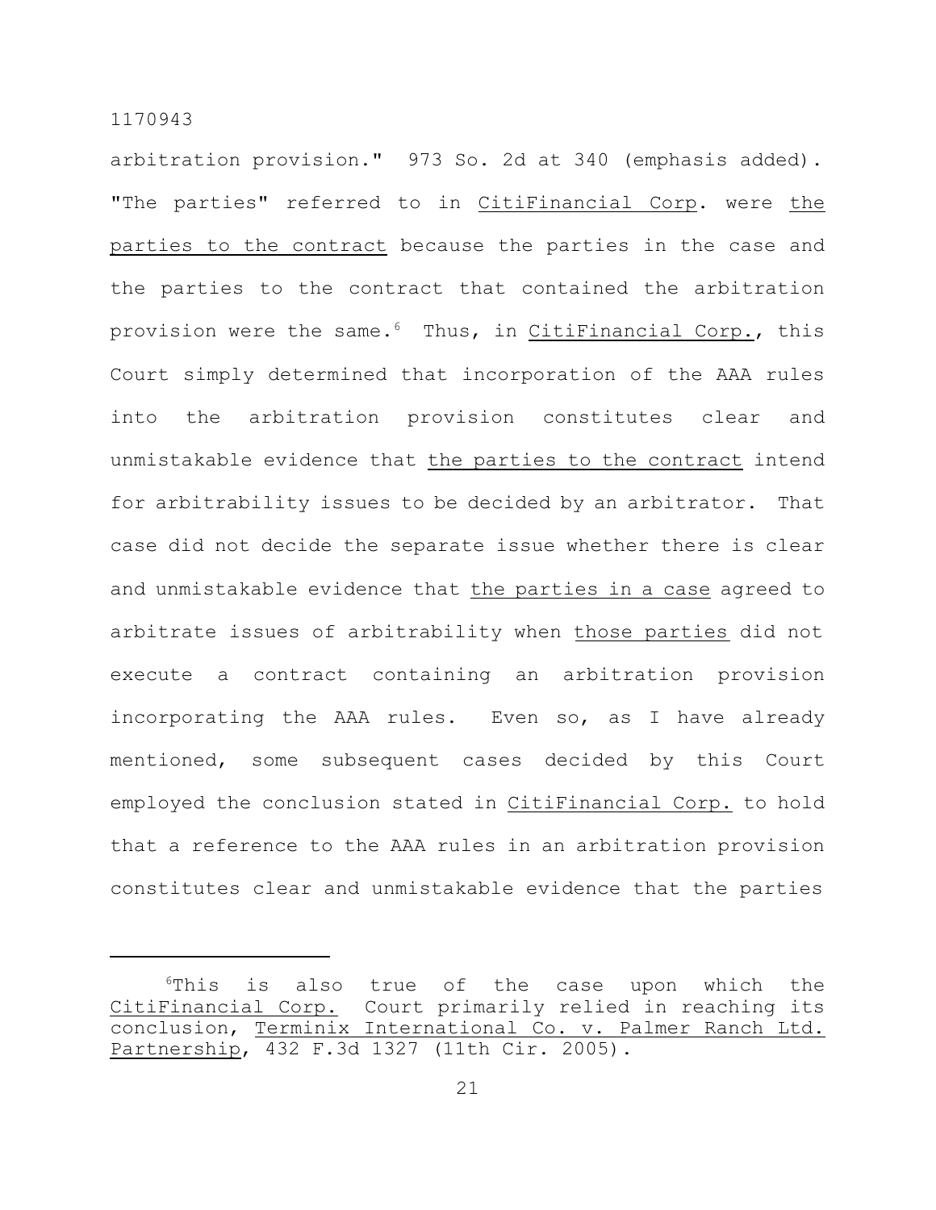arbitration provision." 973 So. 2d at 340 (emphasis added). "The parties" referred to in CitiFinancial Corp. were the parties to the contract because the parties in the case and the parties to the contract that contained the arbitration provision were the same.[6] Thus, in CitiFinancial Corp., this Court simply determined that incorporation of the AAA rules into the arbitration provision constitutes clear and unmistakable evidence that the parties to the contract intend for arbitrability issues to be decided by an arbitrator. That case did not decide the separate issue whether there is clear and unmistakable evidence that the parties in a case agreed to arbitrate issues of arbitrability when those parties did not execute a contract containing an arbitration provision incorporating the AAA rules. Even so, as I have already mentioned, some subsequent cases decided by this Court employed the conclusion stated in CitiFinancial Corp. to hold that a reference to the AAA rules in an arbitration provision constitutes clear and unmistakable evidence that the parties

---

[6]This is also true of the case upon which the CitiFinancial Corp. Court primarily relied in reaching its conclusion, Terminix International Co. v. Palmer Ranch Ltd. Partnership, 432 F.3d 1327 (11th Cir. 2005).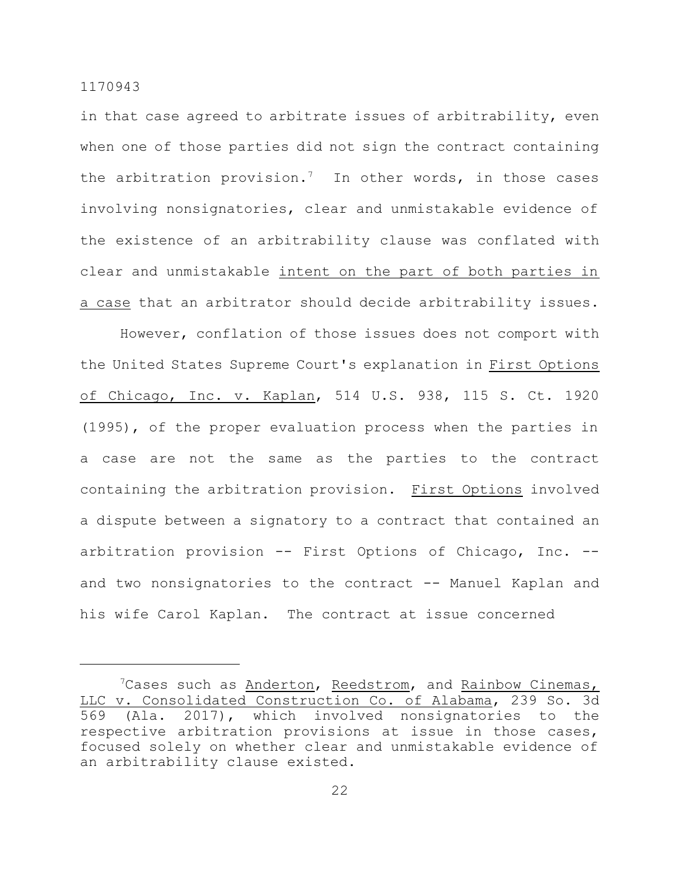in that case agreed to arbitrate issues of arbitrability, even when one of those parties did not sign the contract containing the arbitration provision.[7] In other words, in those cases involving nonsignatories, clear and unmistakable evidence of the existence of an arbitrability clause was conflated with clear and unmistakable intent on the part of both parties in a case that an arbitrator should decide arbitrability issues.

However, conflation of those issues does not comport with the United States Supreme Court's explanation in First Options of Chicago, Inc. v. Kaplan, 514 U.S. 938, 115 S. Ct. 1920 (1995), of the proper evaluation process when the parties in a case are not the same as the parties to the contract containing the arbitration provision. First Options involved a dispute between a signatory to a contract that contained an arbitration provision -- First Options of Chicago, Inc. -- and two nonsignatories to the contract -- Manuel Kaplan and his wife Carol Kaplan. The contract at issue concerned

---

[7]Cases such as Anderton, Reedstrom, and Rainbow Cinemas, LLC v. Consolidated Construction Co. of Alabama, 239 So. 3d 569 (Ala. 2017), which involved nonsignatories to the respective arbitration provisions at issue in those cases, focused solely on whether clear and unmistakable evidence of an arbitrability clause existed.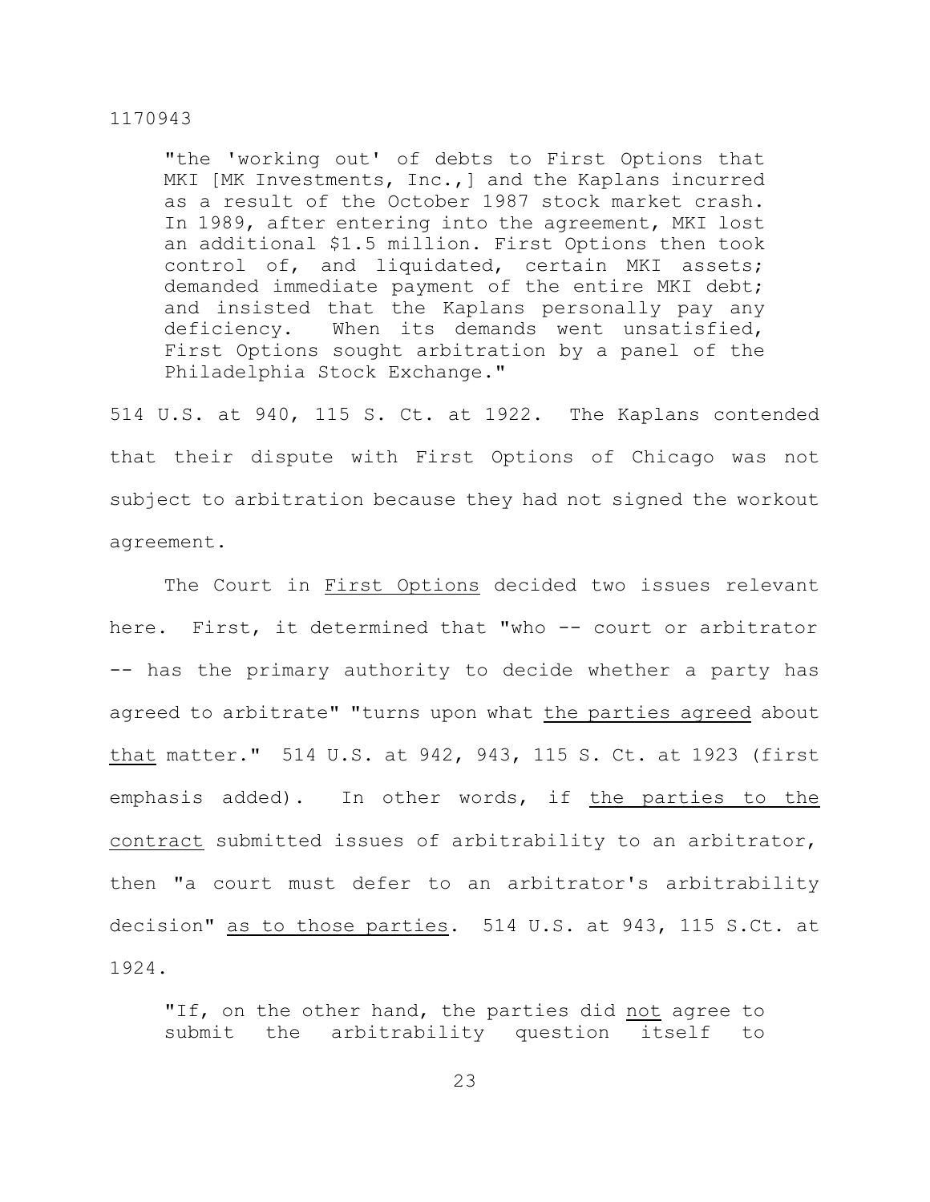> "the 'working out' of debts to First Options that MKI [MK Investments, Inc.,] and the Kaplans incurred as a result of the October 1987 stock market crash. In 1989, after entering into the agreement, MKI lost an additional $1.5 million. First Options then took control of, and liquidated, certain MKI assets; demanded immediate payment of the entire MKI debt; and insisted that the Kaplans personally pay any deficiency. When its demands went unsatisfied, First Options sought arbitration by a panel of the Philadelphia Stock Exchange."

514 U.S. at 940, 115 S. Ct. at 1922. The Kaplans contended that their dispute with First Options of Chicago was not subject to arbitration because they had not signed the workout agreement.

The Court in _First Options_ decided two issues relevant here. First, it determined that "who -- court or arbitrator -- has the primary authority to decide whether a party has agreed to arbitrate" "turns upon what _the parties agreed_ about _that_ matter." 514 U.S. at 942, 943, 115 S. Ct. at 1923 (first emphasis added). In other words, if _the parties to the contract_ submitted issues of arbitrability to an arbitrator, then "a court must defer to an arbitrator's arbitrability decision" _as to those parties_. 514 U.S. at 943, 115 S.Ct. at 1924.

> "If, on the other hand, the parties did _not_ agree to submit the arbitrability question itself to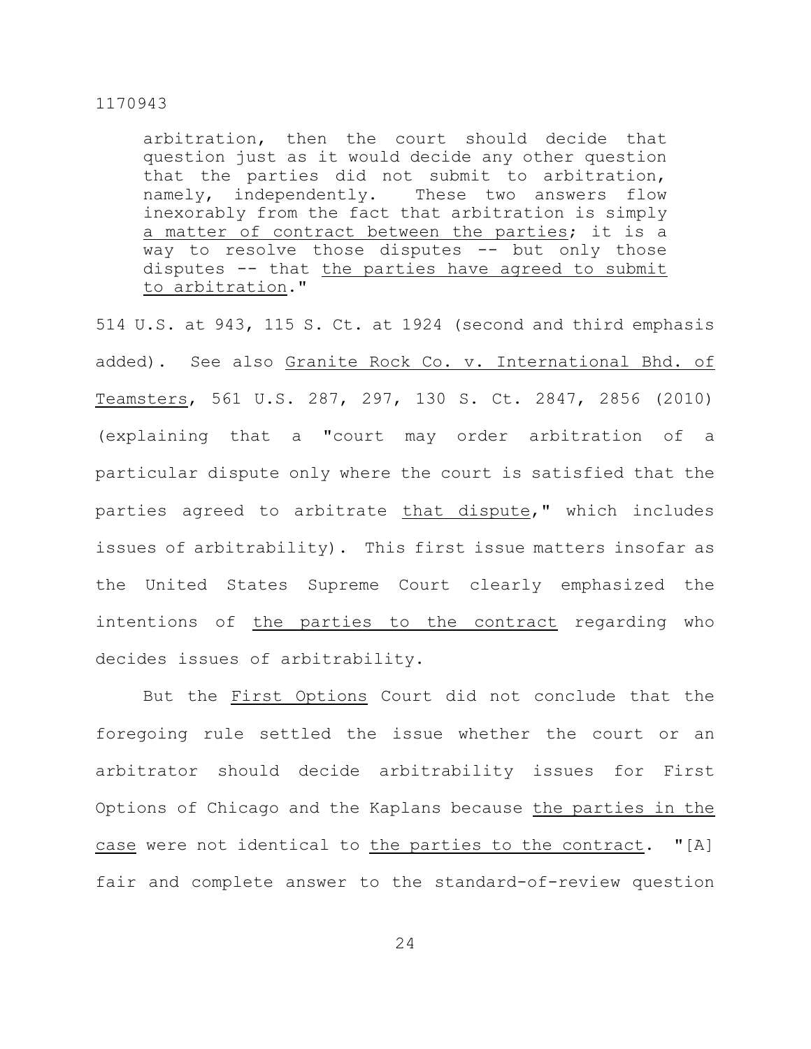arbitration, then the court should decide that question just as it would decide any other question that the parties did not submit to arbitration, namely, independently. These two answers flow inexorably from the fact that arbitration is simply a matter of contract between the parties; it is a way to resolve those disputes -- but only those disputes -- that the parties have agreed to submit to arbitration."

514 U.S. at 943, 115 S. Ct. at 1924 (second and third emphasis added). See also Granite Rock Co. v. International Bhd. of Teamsters, 561 U.S. 287, 297, 130 S. Ct. 2847, 2856 (2010) (explaining that a "court may order arbitration of a particular dispute only where the court is satisfied that the parties agreed to arbitrate that dispute," which includes issues of arbitrability). This first issue matters insofar as the United States Supreme Court clearly emphasized the intentions of the parties to the contract regarding who decides issues of arbitrability.

But the First Options Court did not conclude that the foregoing rule settled the issue whether the court or an arbitrator should decide arbitrability issues for First Options of Chicago and the Kaplans because the parties in the case were not identical to the parties to the contract. "[A] fair and complete answer to the standard-of-review question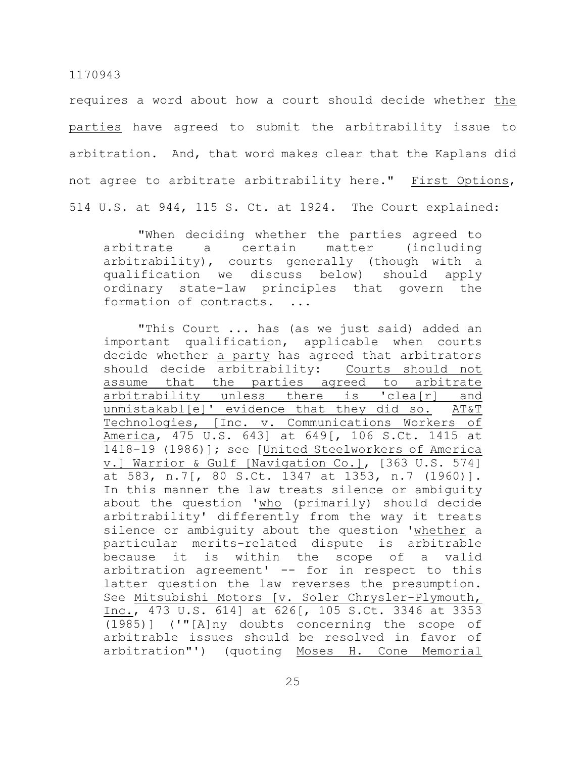requires a word about how a court should decide whether <u>the parties</u> have agreed to submit the arbitrability issue to arbitration. And, that word makes clear that the Kaplans did not agree to arbitrate arbitrability here." <u>First Options</u>, 514 U.S. at 944, 115 S. Ct. at 1924. The Court explained:

> "When deciding whether the parties agreed to arbitrate a certain matter (including arbitrability), courts generally (though with a qualification we discuss below) should apply ordinary state-law principles that govern the formation of contracts. ...
>
> "This Court ... has (as we just said) added an important qualification, applicable when courts decide whether <u>a party</u> has agreed that arbitrators should decide arbitrability: <u>Courts should not assume that the parties agreed to arbitrate arbitrability unless there is 'clea[r] and unmistakabl[e]' evidence that they did so.</u> <u>AT&T Technologies, [Inc. v. Communications Workers of America</u>, 475 U.S. 643] at 649[, 106 S.Ct. 1415 at 1418–19 (1986)]; see [<u>United Steelworkers of America v.] Warrior & Gulf [Navigation Co.]</u>, [363 U.S. 574] at 583, n.7[, 80 S.Ct. 1347 at 1353, n.7 (1960)]. In this manner the law treats silence or ambiguity about the question '<u>who</u> (primarily) should decide arbitrability' differently from the way it treats silence or ambiguity about the question '<u>whether</u> a particular merits-related dispute is arbitrable because it is within the scope of a valid arbitration agreement' -- for in respect to this latter question the law reverses the presumption. See <u>Mitsubishi Motors [v. Soler Chrysler-Plymouth, Inc.</u>, 473 U.S. 614] at 626[, 105 S.Ct. 3346 at 3353 (1985)] ('"[A]ny doubts concerning the scope of arbitrable issues should be resolved in favor of arbitration"') (quoting <u>Moses H. Cone Memorial</u>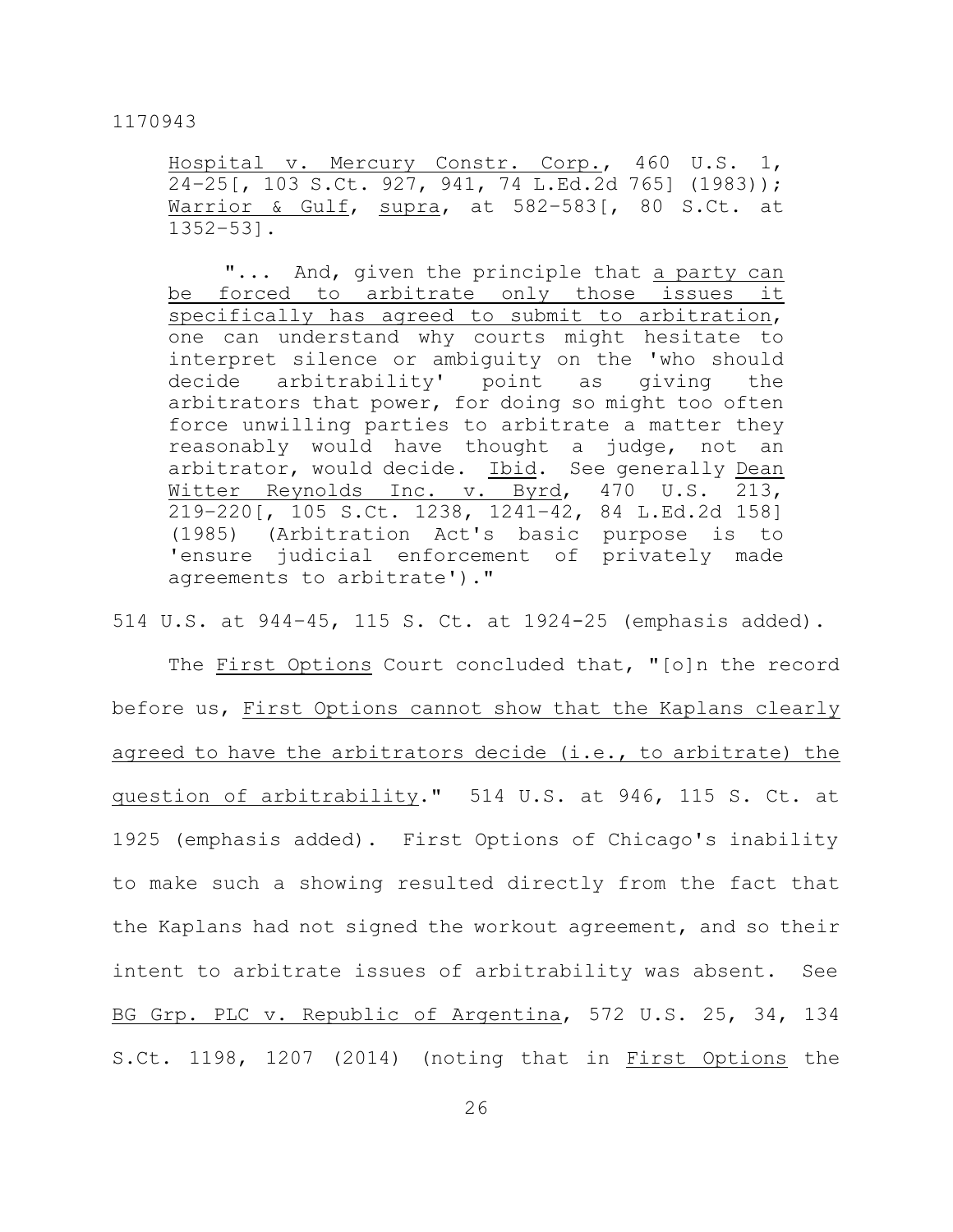> <u>Hospital v. Mercury Constr. Corp.</u>, 460 U.S. 1, 24–25[, 103 S.Ct. 927, 941, 74 L.Ed.2d 765] (1983)); <u>Warrior & Gulf</u>, <u>supra</u>, at 582–583[, 80 S.Ct. at 1352–53].
>
> "... And, given the principle that <u>a party can be forced to arbitrate only those issues it specifically has agreed to submit to arbitration</u>, one can understand why courts might hesitate to interpret silence or ambiguity on the 'who should decide arbitrability' point as giving the arbitrators that power, for doing so might too often force unwilling parties to arbitrate a matter they reasonably would have thought a judge, not an arbitrator, would decide. <u>Ibid</u>. See generally <u>Dean Witter Reynolds Inc. v. Byrd</u>, 470 U.S. 213, 219–220[, 105 S.Ct. 1238, 1241–42, 84 L.Ed.2d 158] (1985) (Arbitration Act's basic purpose is to 'ensure judicial enforcement of privately made agreements to arbitrate')."

514 U.S. at 944–45, 115 S. Ct. at 1924-25 (emphasis added).

The <u>First Options</u> Court concluded that, "[o]n the record before us, <u>First Options cannot show that the Kaplans clearly agreed to have the arbitrators decide (i.e., to arbitrate) the question of arbitrability</u>." 514 U.S. at 946, 115 S. Ct. at 1925 (emphasis added). First Options of Chicago's inability to make such a showing resulted directly from the fact that the Kaplans had not signed the workout agreement, and so their intent to arbitrate issues of arbitrability was absent. See <u>BG Grp. PLC v. Republic of Argentina</u>, 572 U.S. 25, 34, 134 S.Ct. 1198, 1207 (2014) (noting that in <u>First Options</u> the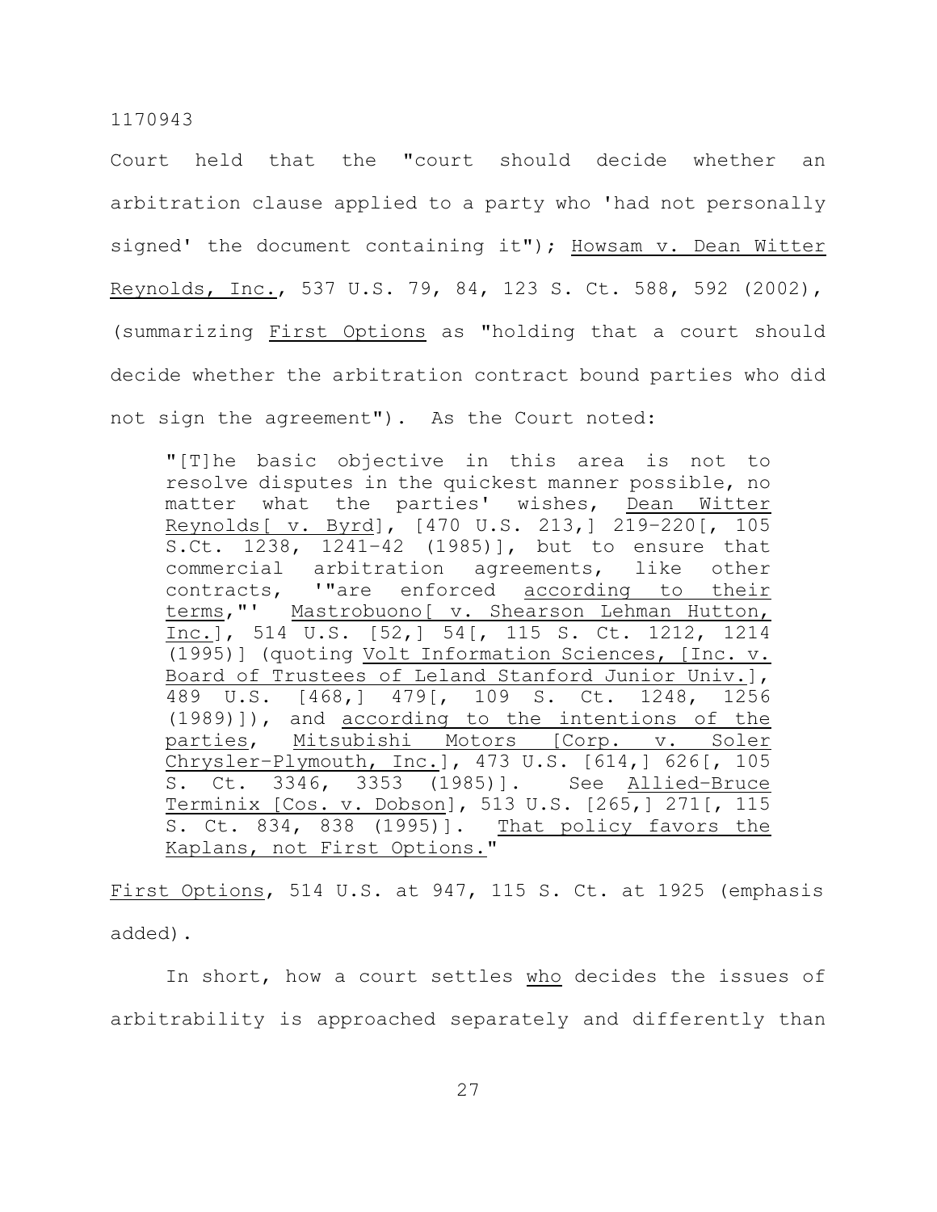Court held that the "court should decide whether an arbitration clause applied to a party who 'had not personally signed' the document containing it"); Howsam v. Dean Witter Reynolds, Inc., 537 U.S. 79, 84, 123 S. Ct. 588, 592 (2002), (summarizing First Options as "holding that a court should decide whether the arbitration contract bound parties who did not sign the agreement"). As the Court noted:

> "[T]he basic objective in this area is not to resolve disputes in the quickest manner possible, no matter what the parties' wishes, Dean Witter Reynolds[ v. Byrd], [470 U.S. 213,] 219–220[, 105 S.Ct. 1238, 1241–42 (1985)], but to ensure that commercial arbitration agreements, like other contracts, '"are enforced according to their terms,"' Mastrobuono[ v. Shearson Lehman Hutton, Inc.], 514 U.S. [52,] 54[, 115 S. Ct. 1212, 1214 (1995)] (quoting Volt Information Sciences, [Inc. v. Board of Trustees of Leland Stanford Junior Univ.], 489 U.S. [468,] 479[, 109 S. Ct. 1248, 1256 (1989)]), and according to the intentions of the parties, Mitsubishi Motors [Corp. v. Soler Chrysler-Plymouth, Inc.], 473 U.S. [614,] 626[, 105 S. Ct. 3346, 3353 (1985)]. See Allied-Bruce Terminix [Cos. v. Dobson], 513 U.S. [265,] 271[, 115 S. Ct. 834, 838 (1995)]. That policy favors the Kaplans, not First Options."

First Options, 514 U.S. at 947, 115 S. Ct. at 1925 (emphasis added).

In short, how a court settles who decides the issues of arbitrability is approached separately and differently than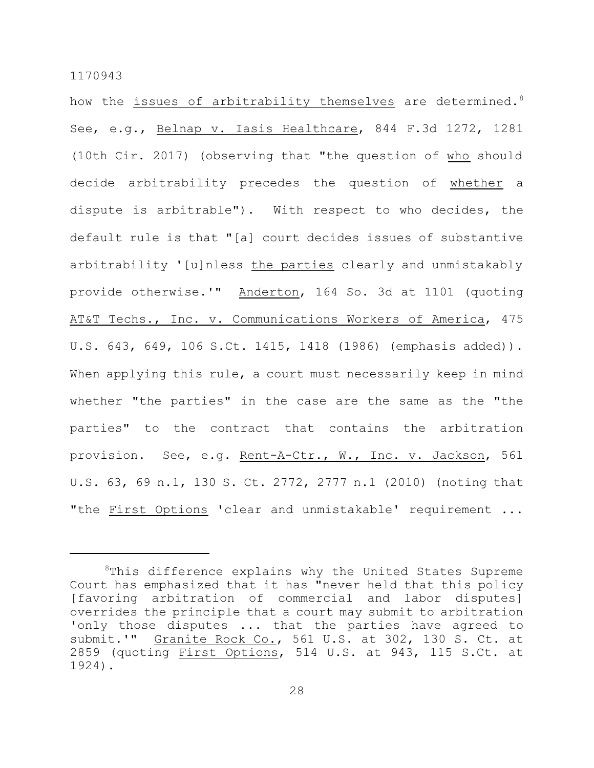how the _issues of arbitrability themselves_ are determined.[8] See, e.g., _Belnap v. Iasis Healthcare_, 844 F.3d 1272, 1281 (10th Cir. 2017) (observing that "the question of _who_ should decide arbitrability precedes the question of _whether_ a dispute is arbitrable"). With respect to who decides, the default rule is that "[a] court decides issues of substantive arbitrability '[u]nless _the parties_ clearly and unmistakably provide otherwise.'" _Anderton_, 164 So. 3d at 1101 (quoting _AT&T Techs., Inc. v. Communications Workers of America_, 475 U.S. 643, 649, 106 S.Ct. 1415, 1418 (1986) (emphasis added)). When applying this rule, a court must necessarily keep in mind whether "the parties" in the case are the same as the "the parties" to the contract that contains the arbitration provision. See, e.g. _Rent-A-Ctr., W., Inc. v. Jackson_, 561 U.S. 63, 69 n.1, 130 S. Ct. 2772, 2777 n.1 (2010) (noting that "the _First Options_ 'clear and unmistakable' requirement ...

---

[8]This difference explains why the United States Supreme Court has emphasized that it has "never held that this policy [favoring arbitration of commercial and labor disputes] overrides the principle that a court may submit to arbitration 'only those disputes ... that the parties have agreed to submit.'" _Granite Rock Co._, 561 U.S. at 302, 130 S. Ct. at 2859 (quoting _First Options_, 514 U.S. at 943, 115 S.Ct. at 1924).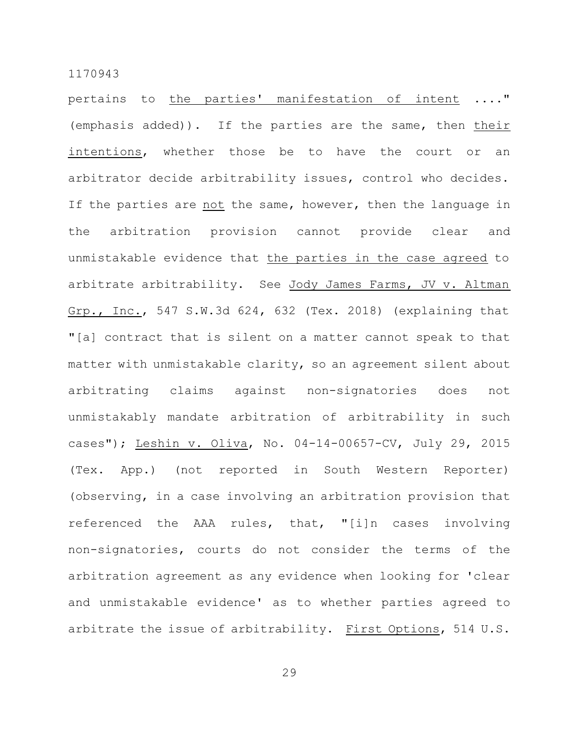pertains to the parties' manifestation of intent ...." (emphasis added)). If the parties are the same, then their intentions, whether those be to have the court or an arbitrator decide arbitrability issues, control who decides. If the parties are not the same, however, then the language in the arbitration provision cannot provide clear and unmistakable evidence that the parties in the case agreed to arbitrate arbitrability. See Jody James Farms, JV v. Altman Grp., Inc., 547 S.W.3d 624, 632 (Tex. 2018) (explaining that "[a] contract that is silent on a matter cannot speak to that matter with unmistakable clarity, so an agreement silent about arbitrating claims against non-signatories does not unmistakably mandate arbitration of arbitrability in such cases"); Leshin v. Oliva, No. 04-14-00657-CV, July 29, 2015 (Tex. App.) (not reported in South Western Reporter) (observing, in a case involving an arbitration provision that referenced the AAA rules, that, "[i]n cases involving non-signatories, courts do not consider the terms of the arbitration agreement as any evidence when looking for 'clear and unmistakable evidence' as to whether parties agreed to arbitrate the issue of arbitrability. First Options, 514 U.S.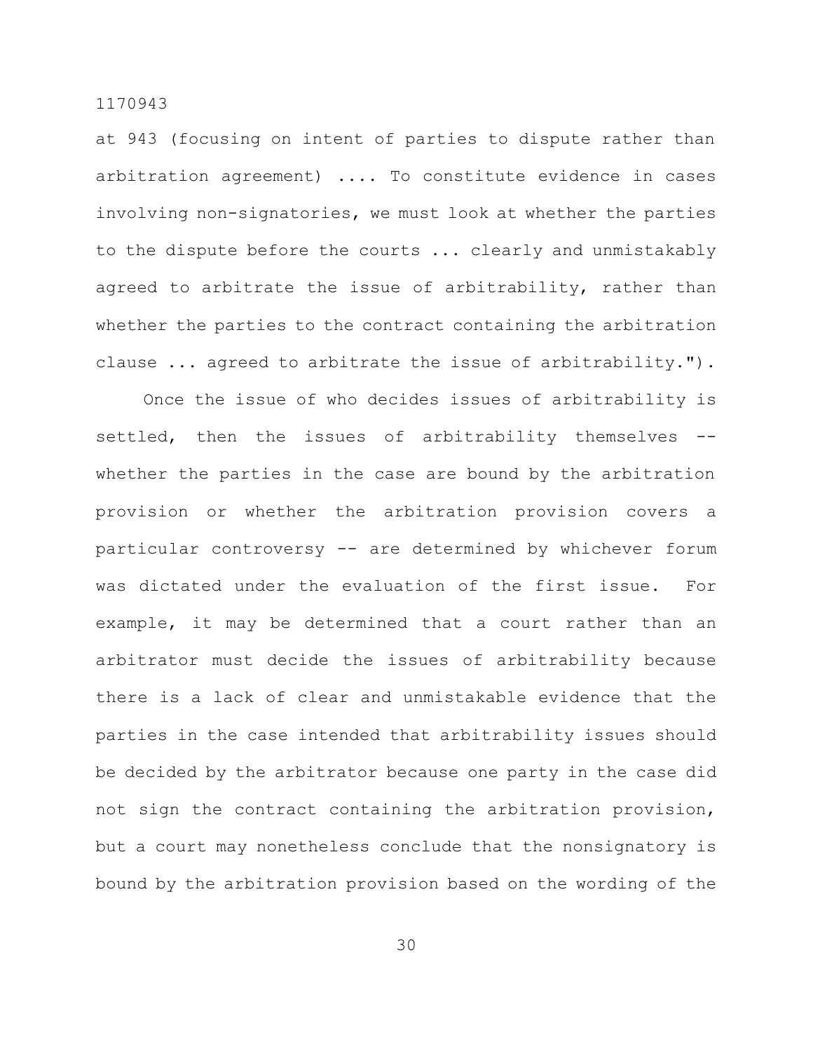at 943 (focusing on intent of parties to dispute rather than arbitration agreement) .... To constitute evidence in cases involving non-signatories, we must look at whether the parties to the dispute before the courts ... clearly and unmistakably agreed to arbitrate the issue of arbitrability, rather than whether the parties to the contract containing the arbitration clause ... agreed to arbitrate the issue of arbitrability.").

Once the issue of who decides issues of arbitrability is settled, then the issues of arbitrability themselves -- whether the parties in the case are bound by the arbitration provision or whether the arbitration provision covers a particular controversy -- are determined by whichever forum was dictated under the evaluation of the first issue. For example, it may be determined that a court rather than an arbitrator must decide the issues of arbitrability because there is a lack of clear and unmistakable evidence that the parties in the case intended that arbitrability issues should be decided by the arbitrator because one party in the case did not sign the contract containing the arbitration provision, but a court may nonetheless conclude that the nonsignatory is bound by the arbitration provision based on the wording of the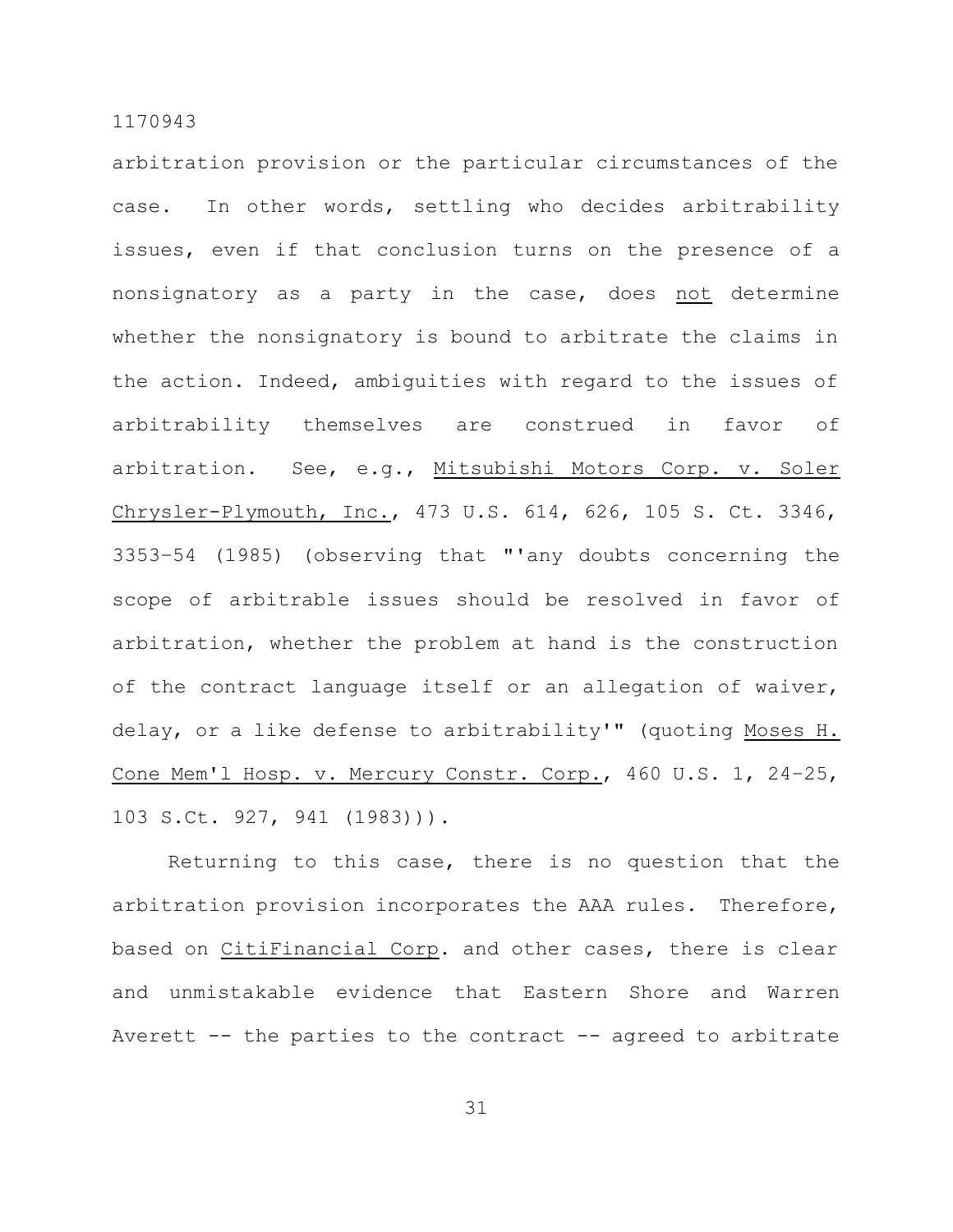arbitration provision or the particular circumstances of the case. In other words, settling who decides arbitrability issues, even if that conclusion turns on the presence of a nonsignatory as a party in the case, does not determine whether the nonsignatory is bound to arbitrate the claims in the action. Indeed, ambiguities with regard to the issues of arbitrability themselves are construed in favor of arbitration. See, e.g., Mitsubishi Motors Corp. v. Soler Chrysler-Plymouth, Inc., 473 U.S. 614, 626, 105 S. Ct. 3346, 3353–54 (1985) (observing that "'any doubts concerning the scope of arbitrable issues should be resolved in favor of arbitration, whether the problem at hand is the construction of the contract language itself or an allegation of waiver, delay, or a like defense to arbitrability'" (quoting Moses H. Cone Mem'l Hosp. v. Mercury Constr. Corp., 460 U.S. 1, 24–25, 103 S.Ct. 927, 941 (1983))).

Returning to this case, there is no question that the arbitration provision incorporates the AAA rules. Therefore, based on CitiFinancial Corp. and other cases, there is clear and unmistakable evidence that Eastern Shore and Warren Averett -- the parties to the contract -- agreed to arbitrate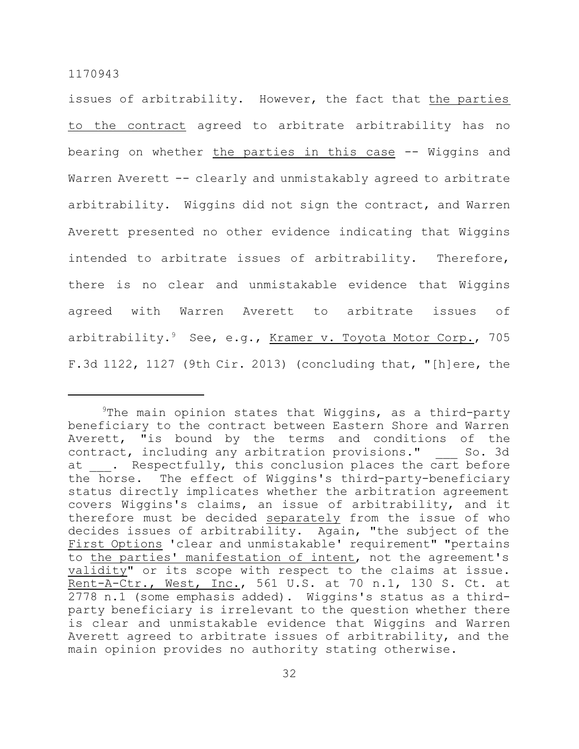issues of arbitrability. However, the fact that the parties to the contract agreed to arbitrate arbitrability has no bearing on whether the parties in this case -- Wiggins and Warren Averett -- clearly and unmistakably agreed to arbitrate arbitrability. Wiggins did not sign the contract, and Warren Averett presented no other evidence indicating that Wiggins intended to arbitrate issues of arbitrability. Therefore, there is no clear and unmistakable evidence that Wiggins agreed with Warren Averett to arbitrate issues of arbitrability.[9] See, e.g., Kramer v. Toyota Motor Corp., 705 F.3d 1122, 1127 (9th Cir. 2013) (concluding that, "[h]ere, the

---

[9]The main opinion states that Wiggins, as a third-party beneficiary to the contract between Eastern Shore and Warren Averett, "is bound by the terms and conditions of the contract, including any arbitration provisions." ___ So. 3d at ___. Respectfully, this conclusion places the cart before the horse. The effect of Wiggins's third-party-beneficiary status directly implicates whether the arbitration agreement covers Wiggins's claims, an issue of arbitrability, and it therefore must be decided separately from the issue of who decides issues of arbitrability. Again, "the subject of the First Options 'clear and unmistakable' requirement" "pertains to the parties' manifestation of intent, not the agreement's validity" or its scope with respect to the claims at issue. Rent-A-Ctr., West, Inc., 561 U.S. at 70 n.1, 130 S. Ct. at 2778 n.1 (some emphasis added). Wiggins's status as a third-party beneficiary is irrelevant to the question whether there is clear and unmistakable evidence that Wiggins and Warren Averett agreed to arbitrate issues of arbitrability, and the main opinion provides no authority stating otherwise.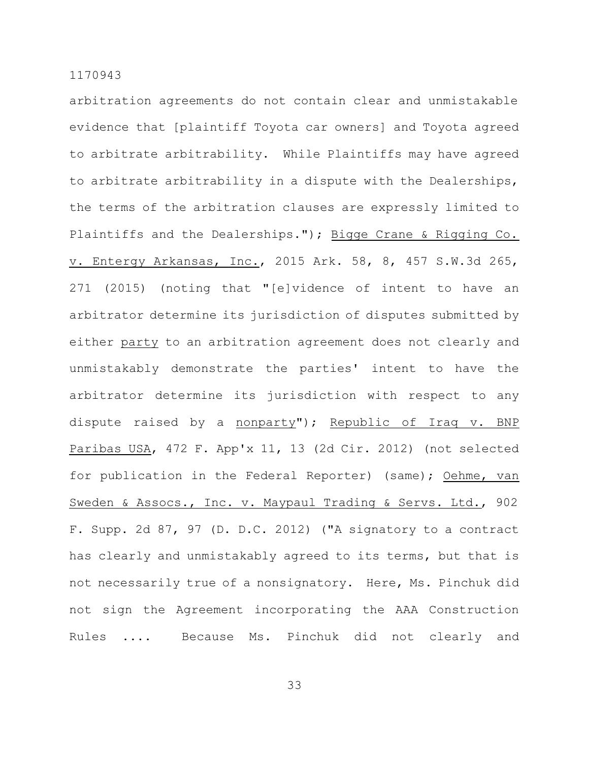arbitration agreements do not contain clear and unmistakable evidence that [plaintiff Toyota car owners] and Toyota agreed to arbitrate arbitrability. While Plaintiffs may have agreed to arbitrate arbitrability in a dispute with the Dealerships, the terms of the arbitration clauses are expressly limited to Plaintiffs and the Dealerships."); Bigge Crane & Rigging Co. v. Entergy Arkansas, Inc., 2015 Ark. 58, 8, 457 S.W.3d 265, 271 (2015) (noting that "[e]vidence of intent to have an arbitrator determine its jurisdiction of disputes submitted by either party to an arbitration agreement does not clearly and unmistakably demonstrate the parties' intent to have the arbitrator determine its jurisdiction with respect to any dispute raised by a nonparty"); Republic of Iraq v. BNP Paribas USA, 472 F. App'x 11, 13 (2d Cir. 2012) (not selected for publication in the Federal Reporter) (same); Oehme, van Sweden & Assocs., Inc. v. Maypaul Trading & Servs. Ltd., 902 F. Supp. 2d 87, 97 (D. D.C. 2012) ("A signatory to a contract has clearly and unmistakably agreed to its terms, but that is not necessarily true of a nonsignatory. Here, Ms. Pinchuk did not sign the Agreement incorporating the AAA Construction Rules .... Because Ms. Pinchuk did not clearly and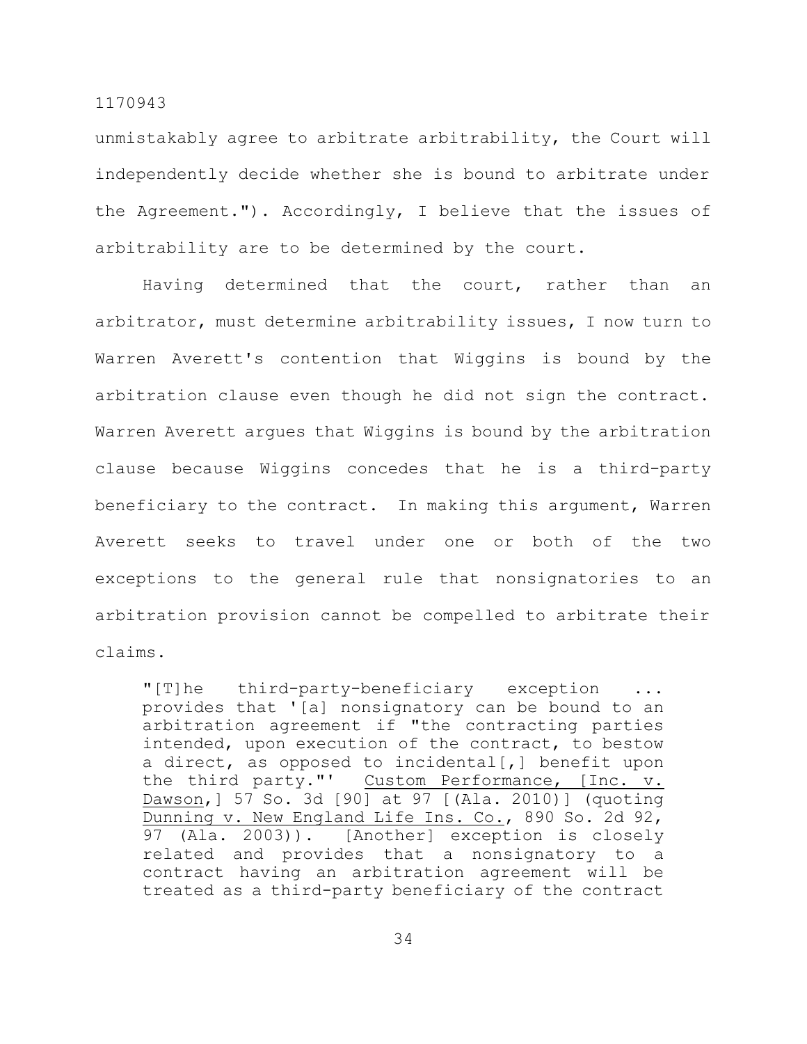unmistakably agree to arbitrate arbitrability, the Court will independently decide whether she is bound to arbitrate under the Agreement."). Accordingly, I believe that the issues of arbitrability are to be determined by the court.

Having determined that the court, rather than an arbitrator, must determine arbitrability issues, I now turn to Warren Averett's contention that Wiggins is bound by the arbitration clause even though he did not sign the contract. Warren Averett argues that Wiggins is bound by the arbitration clause because Wiggins concedes that he is a third-party beneficiary to the contract. In making this argument, Warren Averett seeks to travel under one or both of the two exceptions to the general rule that nonsignatories to an arbitration provision cannot be compelled to arbitrate their claims.

> "[T]he third-party-beneficiary exception ... provides that '[a] nonsignatory can be bound to an arbitration agreement if "the contracting parties intended, upon execution of the contract, to bestow a direct, as opposed to incidental[,] benefit upon the third party."' Custom Performance, [Inc. v. Dawson,] 57 So. 3d [90] at 97 [(Ala. 2010)] (quoting Dunning v. New England Life Ins. Co., 890 So. 2d 92, 97 (Ala. 2003)). [Another] exception is closely related and provides that a nonsignatory to a contract having an arbitration agreement will be treated as a third-party beneficiary of the contract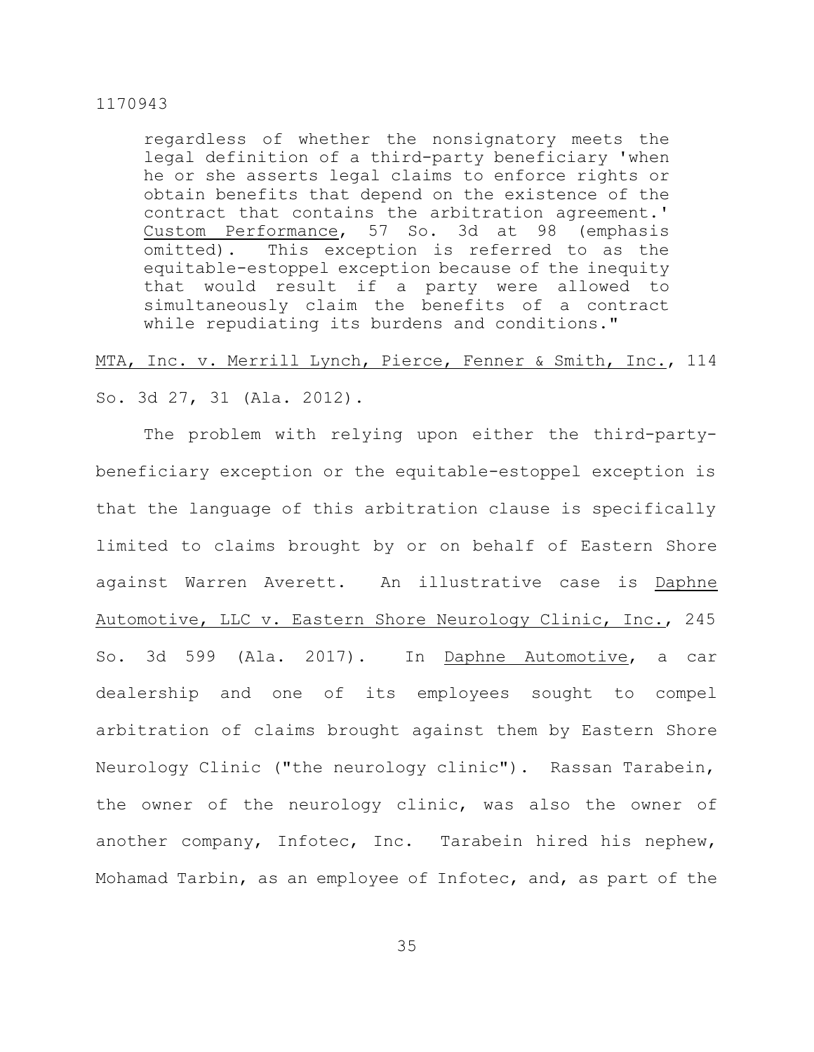> regardless of whether the nonsignatory meets the legal definition of a third-party beneficiary 'when he or she asserts legal claims to enforce rights or obtain benefits that depend on the existence of the contract that contains the arbitration agreement.' Custom Performance, 57 So. 3d at 98 (emphasis omitted). This exception is referred to as the equitable-estoppel exception because of the inequity that would result if a party were allowed to simultaneously claim the benefits of a contract while repudiating its burdens and conditions."

MTA, Inc. v. Merrill Lynch, Pierce, Fenner & Smith, Inc., 114 So. 3d 27, 31 (Ala. 2012).

The problem with relying upon either the third-party-beneficiary exception or the equitable-estoppel exception is that the language of this arbitration clause is specifically limited to claims brought by or on behalf of Eastern Shore against Warren Averett. An illustrative case is Daphne Automotive, LLC v. Eastern Shore Neurology Clinic, Inc., 245 So. 3d 599 (Ala. 2017). In Daphne Automotive, a car dealership and one of its employees sought to compel arbitration of claims brought against them by Eastern Shore Neurology Clinic ("the neurology clinic"). Rassan Tarabein, the owner of the neurology clinic, was also the owner of another company, Infotec, Inc. Tarabein hired his nephew, Mohamad Tarbin, as an employee of Infotec, and, as part of the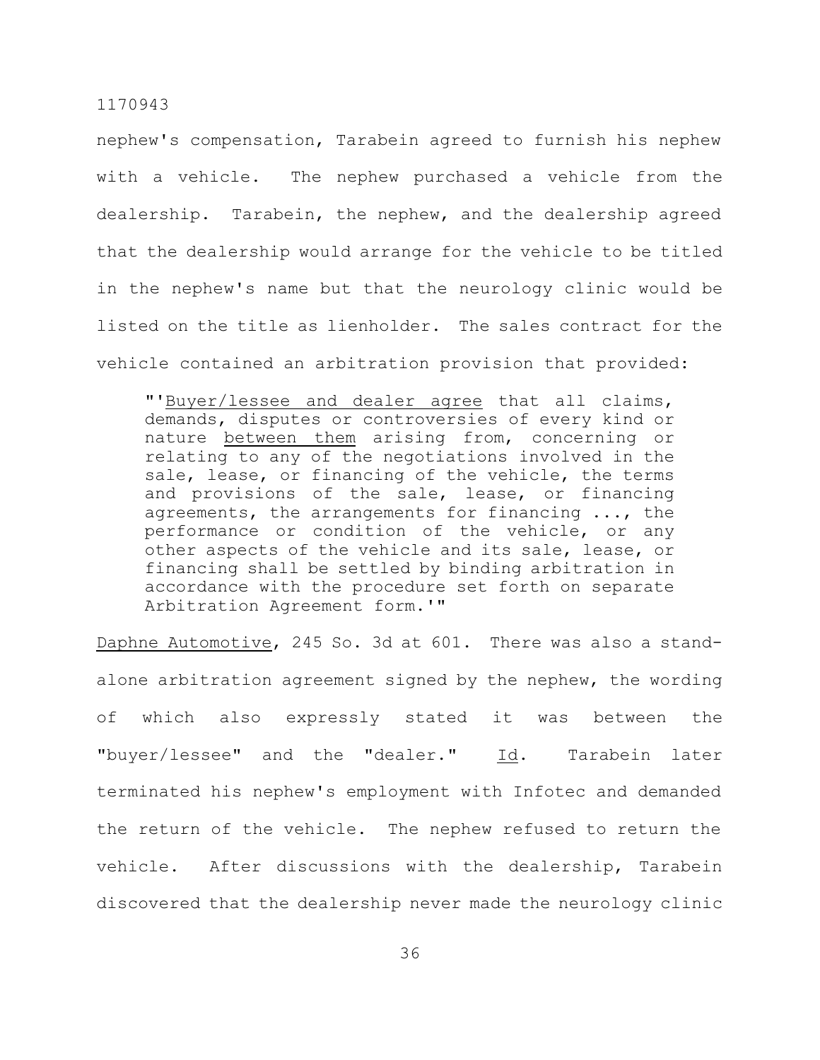nephew's compensation, Tarabein agreed to furnish his nephew with a vehicle. The nephew purchased a vehicle from the dealership. Tarabein, the nephew, and the dealership agreed that the dealership would arrange for the vehicle to be titled in the nephew's name but that the neurology clinic would be listed on the title as lienholder. The sales contract for the vehicle contained an arbitration provision that provided:

> "'<u>Buyer/lessee and dealer agree</u> that all claims, demands, disputes or controversies of every kind or nature <u>between them</u> arising from, concerning or relating to any of the negotiations involved in the sale, lease, or financing of the vehicle, the terms and provisions of the sale, lease, or financing agreements, the arrangements for financing ..., the performance or condition of the vehicle, or any other aspects of the vehicle and its sale, lease, or financing shall be settled by binding arbitration in accordance with the procedure set forth on separate Arbitration Agreement form.'"

<u>Daphne Automotive</u>, 245 So. 3d at 601. There was also a stand-alone arbitration agreement signed by the nephew, the wording of which also expressly stated it was between the "buyer/lessee" and the "dealer." <u>Id</u>. Tarabein later terminated his nephew's employment with Infotec and demanded the return of the vehicle. The nephew refused to return the vehicle. After discussions with the dealership, Tarabein discovered that the dealership never made the neurology clinic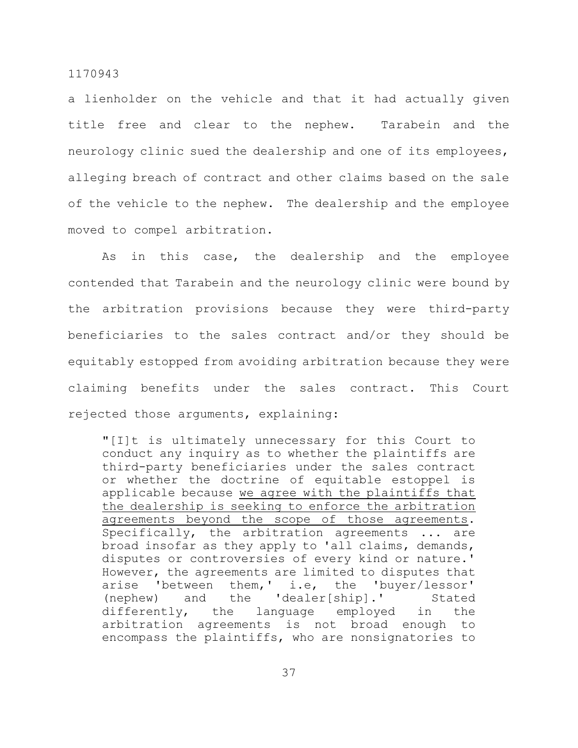a lienholder on the vehicle and that it had actually given title free and clear to the nephew. Tarabein and the neurology clinic sued the dealership and one of its employees, alleging breach of contract and other claims based on the sale of the vehicle to the nephew. The dealership and the employee moved to compel arbitration.

As in this case, the dealership and the employee contended that Tarabein and the neurology clinic were bound by the arbitration provisions because they were third-party beneficiaries to the sales contract and/or they should be equitably estopped from avoiding arbitration because they were claiming benefits under the sales contract. This Court rejected those arguments, explaining:

> "[I]t is ultimately unnecessary for this Court to conduct any inquiry as to whether the plaintiffs are third-party beneficiaries under the sales contract or whether the doctrine of equitable estoppel is applicable because <u>we agree with the plaintiffs that the dealership is seeking to enforce the arbitration agreements beyond the scope of those agreements</u>. Specifically, the arbitration agreements ... are broad insofar as they apply to 'all claims, demands, disputes or controversies of every kind or nature.' However, the agreements are limited to disputes that arise 'between them,' i.e, the 'buyer/lessor' (nephew) and the 'dealer[ship].' Stated differently, the language employed in the arbitration agreements is not broad enough to encompass the plaintiffs, who are nonsignatories to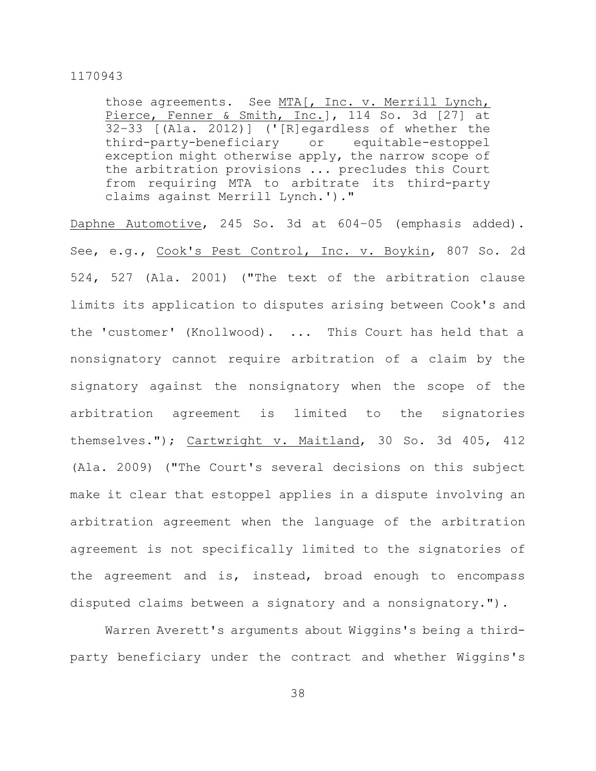> those agreements. See MTA[, Inc. v. Merrill Lynch, Pierce, Fenner & Smith, Inc.], 114 So. 3d [27] at 32–33 [(Ala. 2012)] ('[R]egardless of whether the third-party-beneficiary or equitable-estoppel exception might otherwise apply, the narrow scope of the arbitration provisions ... precludes this Court from requiring MTA to arbitrate its third-party claims against Merrill Lynch.')."

Daphne Automotive, 245 So. 3d at 604–05 (emphasis added). See, e.g., Cook's Pest Control, Inc. v. Boykin, 807 So. 2d 524, 527 (Ala. 2001) ("The text of the arbitration clause limits its application to disputes arising between Cook's and the 'customer' (Knollwood). ... This Court has held that a nonsignatory cannot require arbitration of a claim by the signatory against the nonsignatory when the scope of the arbitration agreement is limited to the signatories themselves."); Cartwright v. Maitland, 30 So. 3d 405, 412 (Ala. 2009) ("The Court's several decisions on this subject make it clear that estoppel applies in a dispute involving an arbitration agreement when the language of the arbitration agreement is not specifically limited to the signatories of the agreement and is, instead, broad enough to encompass disputed claims between a signatory and a nonsignatory.").

Warren Averett's arguments about Wiggins's being a third-party beneficiary under the contract and whether Wiggins's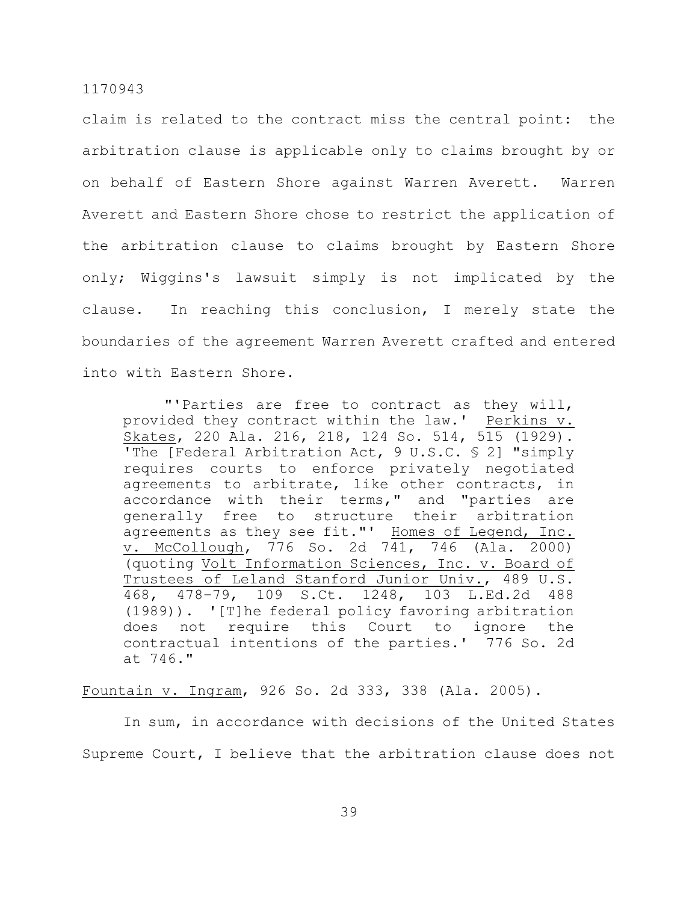claim is related to the contract miss the central point: the arbitration clause is applicable only to claims brought by or on behalf of Eastern Shore against Warren Averett. Warren Averett and Eastern Shore chose to restrict the application of the arbitration clause to claims brought by Eastern Shore only; Wiggins's lawsuit simply is not implicated by the clause. In reaching this conclusion, I merely state the boundaries of the agreement Warren Averett crafted and entered into with Eastern Shore.

> "'Parties are free to contract as they will, provided they contract within the law.' Perkins v. Skates, 220 Ala. 216, 218, 124 So. 514, 515 (1929). 'The [Federal Arbitration Act, 9 U.S.C. § 2] "simply requires courts to enforce privately negotiated agreements to arbitrate, like other contracts, in accordance with their terms," and "parties are generally free to structure their arbitration agreements as they see fit."' Homes of Legend, Inc. v. McCollough, 776 So. 2d 741, 746 (Ala. 2000) (quoting Volt Information Sciences, Inc. v. Board of Trustees of Leland Stanford Junior Univ., 489 U.S. 468, 478-79, 109 S.Ct. 1248, 103 L.Ed.2d 488 (1989)). '[T]he federal policy favoring arbitration does not require this Court to ignore the contractual intentions of the parties.' 776 So. 2d at 746."

Fountain v. Ingram, 926 So. 2d 333, 338 (Ala. 2005).

In sum, in accordance with decisions of the United States Supreme Court, I believe that the arbitration clause does not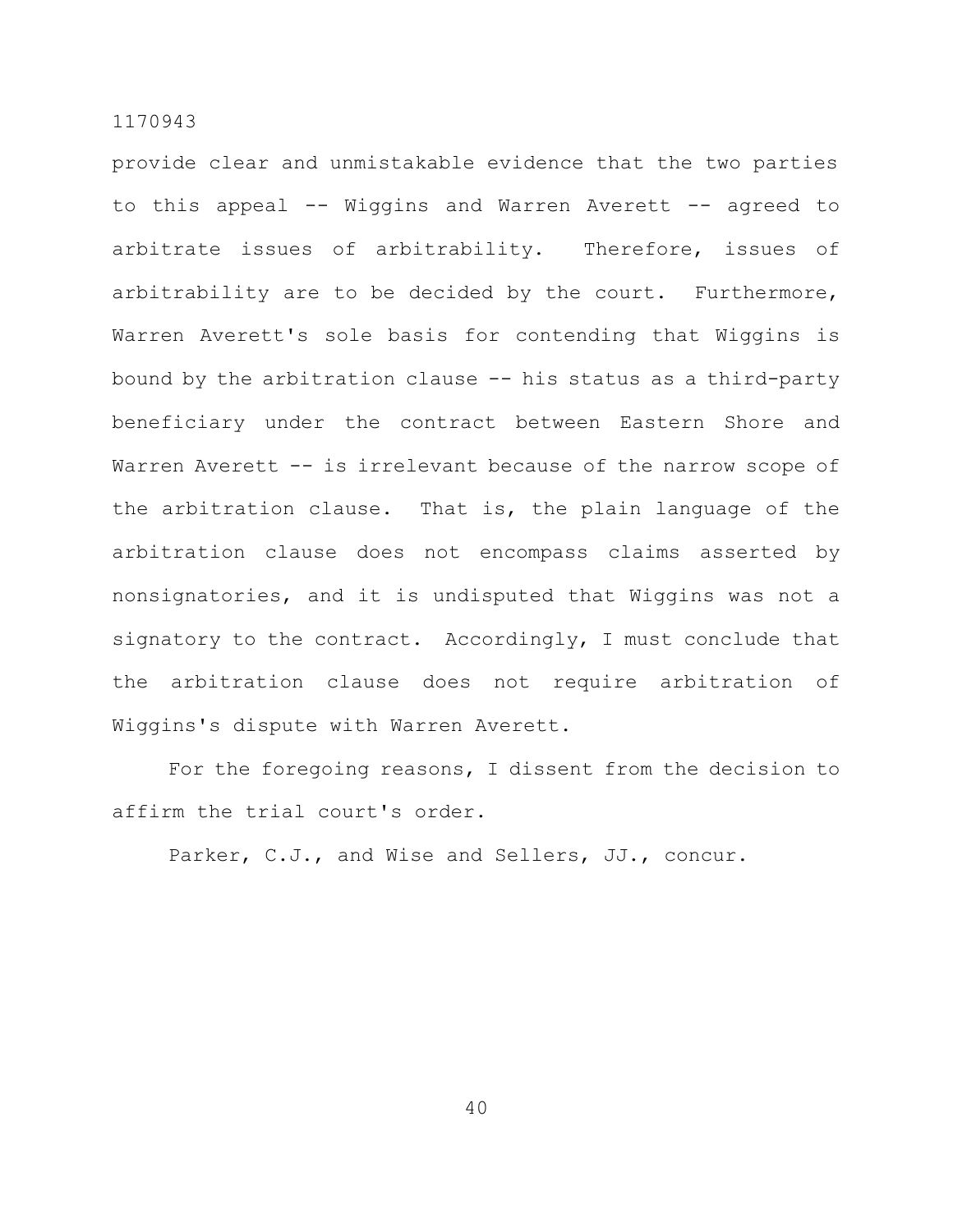provide clear and unmistakable evidence that the two parties to this appeal -- Wiggins and Warren Averett -- agreed to arbitrate issues of arbitrability. Therefore, issues of arbitrability are to be decided by the court. Furthermore, Warren Averett's sole basis for contending that Wiggins is bound by the arbitration clause -- his status as a third-party beneficiary under the contract between Eastern Shore and Warren Averett -- is irrelevant because of the narrow scope of the arbitration clause. That is, the plain language of the arbitration clause does not encompass claims asserted by nonsignatories, and it is undisputed that Wiggins was not a signatory to the contract. Accordingly, I must conclude that the arbitration clause does not require arbitration of Wiggins's dispute with Warren Averett.

For the foregoing reasons, I dissent from the decision to affirm the trial court's order.

Parker, C.J., and Wise and Sellers, JJ., concur.